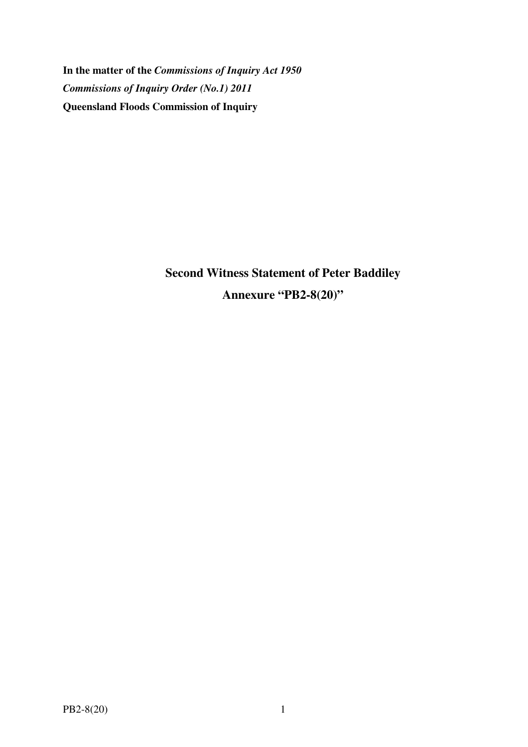**In the matter of the *Commissions of Inquiry Act 1950***

***Commissions of Inquiry Order (No.1) 2011***

**Queensland Floods Commission of Inquiry**

## Second Witness Statement of Peter Baddiley

## Annexure "PB2-8(20)"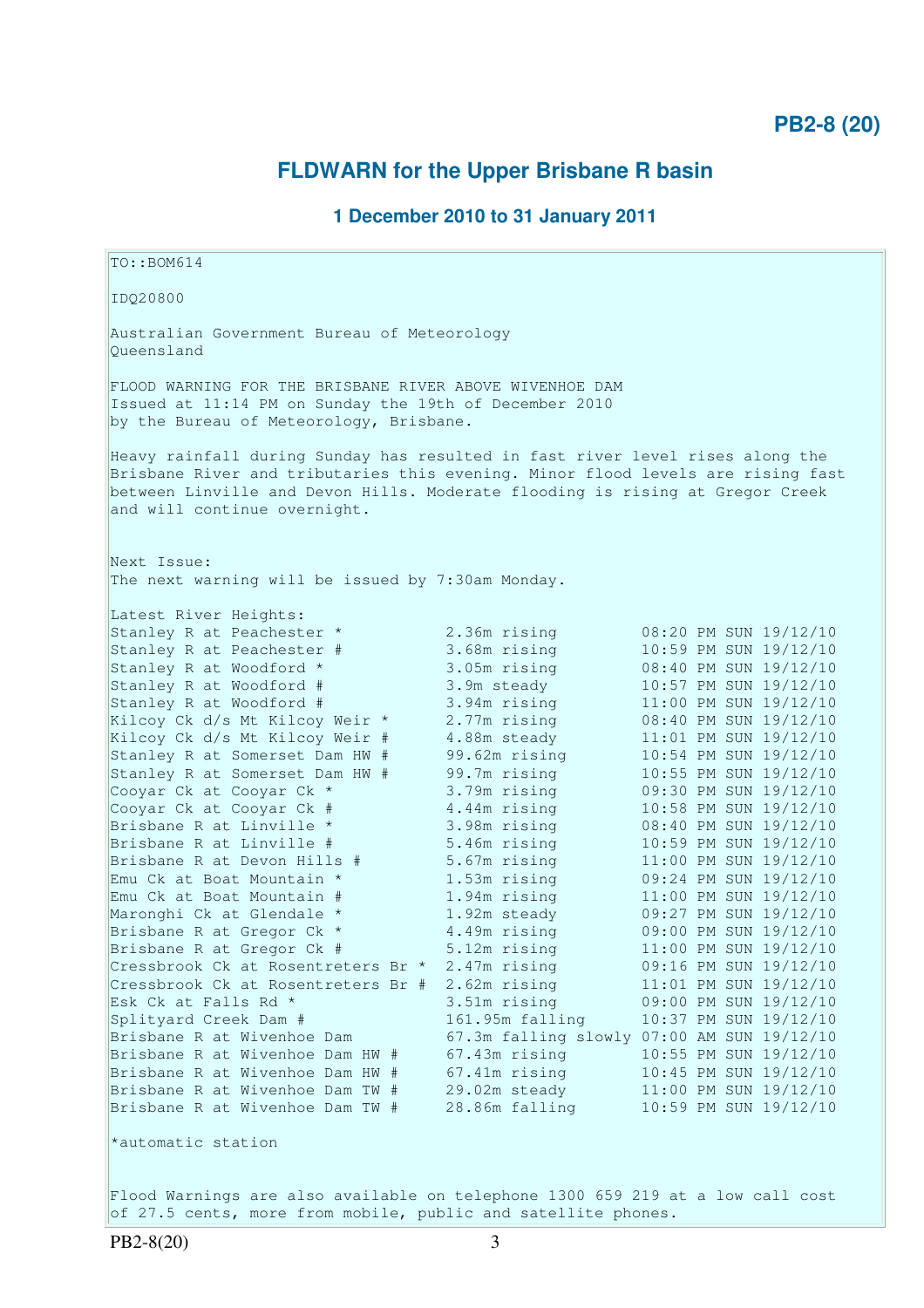**PB2-8 (20)**

## FLDWARN for the Upper Brisbane R basin

### 1 December 2010 to 31 January 2011

```
TO::BOM614

IDQ20800

Australian Government Bureau of Meteorology
Queensland

FLOOD WARNING FOR THE BRISBANE RIVER ABOVE WIVENHOE DAM
Issued at 11:14 PM on Sunday the 19th of December 2010
by the Bureau of Meteorology, Brisbane.

Heavy rainfall during Sunday has resulted in fast river level rises along the
Brisbane River and tributaries this evening. Minor flood levels are rising fast
between Linville and Devon Hills. Moderate flooding is rising at Gregor Creek
and will continue overnight.


Next Issue:
The next warning will be issued by 7:30am Monday.

Latest River Heights:
Stanley R at Peachester *           2.36m rising        08:20 PM SUN 19/12/10
Stanley R at Peachester #           3.68m rising        10:59 PM SUN 19/12/10
Stanley R at Woodford *             3.05m rising        08:40 PM SUN 19/12/10
Stanley R at Woodford #             3.9m steady         10:57 PM SUN 19/12/10
Stanley R at Woodford #             3.94m rising        11:00 PM SUN 19/12/10
Kilcoy Ck d/s Mt Kilcoy Weir *      2.77m rising        08:40 PM SUN 19/12/10
Kilcoy Ck d/s Mt Kilcoy Weir #      4.88m steady        11:01 PM SUN 19/12/10
Stanley R at Somerset Dam HW #      99.62m rising       10:54 PM SUN 19/12/10
Stanley R at Somerset Dam HW #      99.7m rising        10:55 PM SUN 19/12/10
Cooyar Ck at Cooyar Ck *            3.79m rising        09:30 PM SUN 19/12/10
Cooyar Ck at Cooyar Ck #            4.44m rising        10:58 PM SUN 19/12/10
Brisbane R at Linville *            3.98m rising        08:40 PM SUN 19/12/10
Brisbane R at Linville #            5.46m rising        10:59 PM SUN 19/12/10
Brisbane R at Devon Hills #         5.67m rising        11:00 PM SUN 19/12/10
Emu Ck at Boat Mountain *           1.53m rising        09:24 PM SUN 19/12/10
Emu Ck at Boat Mountain #           1.94m rising        11:00 PM SUN 19/12/10
Maronghi Ck at Glendale *           1.92m steady        09:27 PM SUN 19/12/10
Brisbane R at Gregor Ck *           4.49m rising        09:00 PM SUN 19/12/10
Brisbane R at Gregor Ck #           5.12m rising        11:00 PM SUN 19/12/10
Cressbrook Ck at Rosentreters Br *  2.47m rising        09:16 PM SUN 19/12/10
Cressbrook Ck at Rosentreters Br #  2.62m rising        11:01 PM SUN 19/12/10
Esk Ck at Falls Rd *                3.51m rising        09:00 PM SUN 19/12/10
Splityard Creek Dam #               161.95m falling     10:37 PM SUN 19/12/10
Brisbane R at Wivenhoe Dam          67.3m falling slowly 07:00 AM SUN 19/12/10
Brisbane R at Wivenhoe Dam HW #     67.43m rising       10:55 PM SUN 19/12/10
Brisbane R at Wivenhoe Dam HW #     67.41m rising       10:45 PM SUN 19/12/10
Brisbane R at Wivenhoe Dam TW #     29.02m steady       11:00 PM SUN 19/12/10
Brisbane R at Wivenhoe Dam TW #     28.86m falling      10:59 PM SUN 19/12/10

*automatic station


Flood Warnings are also available on telephone 1300 659 219 at a low call cost
of 27.5 cents, more from mobile, public and satellite phones.
```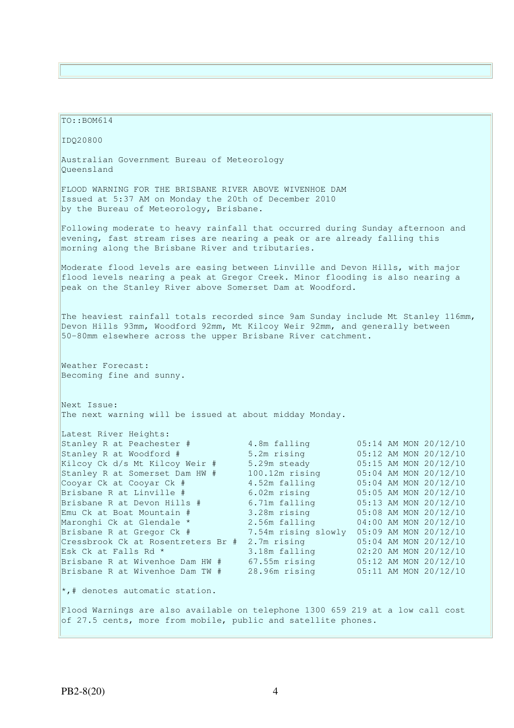TO::BOM614

IDQ20800

Australian Government Bureau of Meteorology
Queensland

FLOOD WARNING FOR THE BRISBANE RIVER ABOVE WIVENHOE DAM
Issued at 5:37 AM on Monday the 20th of December 2010
by the Bureau of Meteorology, Brisbane.

Following moderate to heavy rainfall that occurred during Sunday afternoon and evening, fast stream rises are nearing a peak or are already falling this morning along the Brisbane River and tributaries.

Moderate flood levels are easing between Linville and Devon Hills, with major flood levels nearing a peak at Gregor Creek. Minor flooding is also nearing a peak on the Stanley River above Somerset Dam at Woodford.

The heaviest rainfall totals recorded since 9am Sunday include Mt Stanley 116mm, Devon Hills 93mm, Woodford 92mm, Mt Kilcoy Weir 92mm, and generally between 50-80mm elsewhere across the upper Brisbane River catchment.

Weather Forecast:
Becoming fine and sunny.

Next Issue:
The next warning will be issued at about midday Monday.

Latest River Heights:

| | | |
|---|---|---|
| Stanley R at Peachester # | 4.8m falling | 05:14 AM MON 20/12/10 |
| Stanley R at Woodford # | 5.2m rising | 05:12 AM MON 20/12/10 |
| Kilcoy Ck d/s Mt Kilcoy Weir # | 5.29m steady | 05:15 AM MON 20/12/10 |
| Stanley R at Somerset Dam HW # | 100.12m rising | 05:04 AM MON 20/12/10 |
| Cooyar Ck at Cooyar Ck # | 4.52m falling | 05:04 AM MON 20/12/10 |
| Brisbane R at Linville # | 6.02m rising | 05:05 AM MON 20/12/10 |
| Brisbane R at Devon Hills # | 6.71m falling | 05:13 AM MON 20/12/10 |
| Emu Ck at Boat Mountain # | 3.28m rising | 05:08 AM MON 20/12/10 |
| Maronghi Ck at Glendale * | 2.56m falling | 04:00 AM MON 20/12/10 |
| Brisbane R at Gregor Ck # | 7.54m rising slowly | 05:09 AM MON 20/12/10 |
| Cressbrook Ck at Rosentreters Br # | 2.7m rising | 05:04 AM MON 20/12/10 |
| Esk Ck at Falls Rd * | 3.18m falling | 02:20 AM MON 20/12/10 |
| Brisbane R at Wivenhoe Dam HW # | 67.55m rising | 05:12 AM MON 20/12/10 |
| Brisbane R at Wivenhoe Dam TW # | 28.96m rising | 05:11 AM MON 20/12/10 |

*,# denotes automatic station.

Flood Warnings are also available on telephone 1300 659 219 at a low call cost of 27.5 cents, more from mobile, public and satellite phones.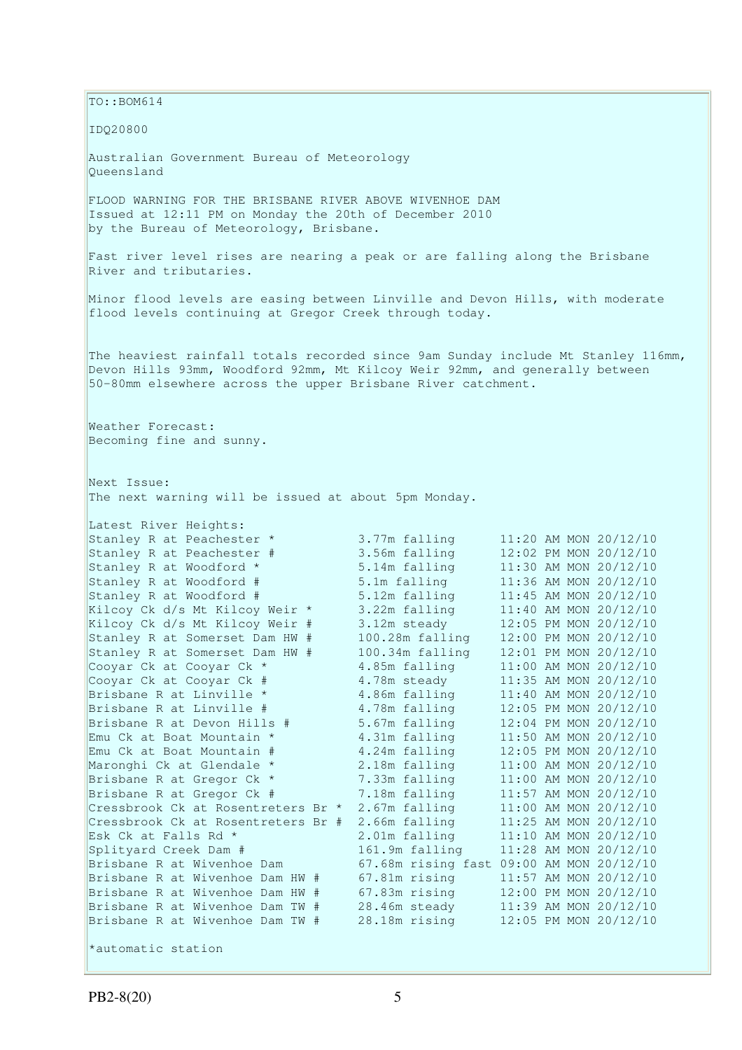TO::BOM614

IDQ20800

Australian Government Bureau of Meteorology
Queensland

FLOOD WARNING FOR THE BRISBANE RIVER ABOVE WIVENHOE DAM
Issued at 12:11 PM on Monday the 20th of December 2010
by the Bureau of Meteorology, Brisbane.

Fast river level rises are nearing a peak or are falling along the Brisbane River and tributaries.

Minor flood levels are easing between Linville and Devon Hills, with moderate flood levels continuing at Gregor Creek through today.

The heaviest rainfall totals recorded since 9am Sunday include Mt Stanley 116mm, Devon Hills 93mm, Woodford 92mm, Mt Kilcoy Weir 92mm, and generally between 50-80mm elsewhere across the upper Brisbane River catchment.

Weather Forecast:
Becoming fine and sunny.

Next Issue:
The next warning will be issued at about 5pm Monday.

Latest River Heights:

| Station | Height | Time |
|---|---|---|
| Stanley R at Peachester * | 3.77m falling | 11:20 AM MON 20/12/10 |
| Stanley R at Peachester # | 3.56m falling | 12:02 PM MON 20/12/10 |
| Stanley R at Woodford * | 5.14m falling | 11:30 AM MON 20/12/10 |
| Stanley R at Woodford # | 5.1m falling | 11:36 AM MON 20/12/10 |
| Stanley R at Woodford # | 5.12m falling | 11:45 AM MON 20/12/10 |
| Kilcoy Ck d/s Mt Kilcoy Weir * | 3.22m falling | 11:40 AM MON 20/12/10 |
| Kilcoy Ck d/s Mt Kilcoy Weir # | 3.12m steady | 12:05 PM MON 20/12/10 |
| Stanley R at Somerset Dam HW # | 100.28m falling | 12:00 PM MON 20/12/10 |
| Stanley R at Somerset Dam HW # | 100.34m falling | 12:01 PM MON 20/12/10 |
| Cooyar Ck at Cooyar Ck * | 4.85m falling | 11:00 AM MON 20/12/10 |
| Cooyar Ck at Cooyar Ck # | 4.78m steady | 11:35 AM MON 20/12/10 |
| Brisbane R at Linville * | 4.86m falling | 11:40 AM MON 20/12/10 |
| Brisbane R at Linville # | 4.78m falling | 12:05 PM MON 20/12/10 |
| Brisbane R at Devon Hills # | 5.67m falling | 12:04 PM MON 20/12/10 |
| Emu Ck at Boat Mountain * | 4.31m falling | 11:50 AM MON 20/12/10 |
| Emu Ck at Boat Mountain # | 4.24m falling | 12:05 PM MON 20/12/10 |
| Maronghi Ck at Glendale * | 2.18m falling | 11:00 AM MON 20/12/10 |
| Brisbane R at Gregor Ck * | 7.33m falling | 11:00 AM MON 20/12/10 |
| Brisbane R at Gregor Ck # | 7.18m falling | 11:57 AM MON 20/12/10 |
| Cressbrook Ck at Rosentreters Br * | 2.67m falling | 11:00 AM MON 20/12/10 |
| Cressbrook Ck at Rosentreters Br # | 2.66m falling | 11:25 AM MON 20/12/10 |
| Esk Ck at Falls Rd * | 2.01m falling | 11:10 AM MON 20/12/10 |
| Splityard Creek Dam # | 161.9m falling | 11:28 AM MON 20/12/10 |
| Brisbane R at Wivenhoe Dam | 67.68m rising fast | 09:00 AM MON 20/12/10 |
| Brisbane R at Wivenhoe Dam HW # | 67.81m rising | 11:57 AM MON 20/12/10 |
| Brisbane R at Wivenhoe Dam HW # | 67.83m rising | 12:00 PM MON 20/12/10 |
| Brisbane R at Wivenhoe Dam TW # | 28.46m steady | 11:39 AM MON 20/12/10 |
| Brisbane R at Wivenhoe Dam TW # | 28.18m rising | 12:05 PM MON 20/12/10 |

*automatic station

PB2-8(20)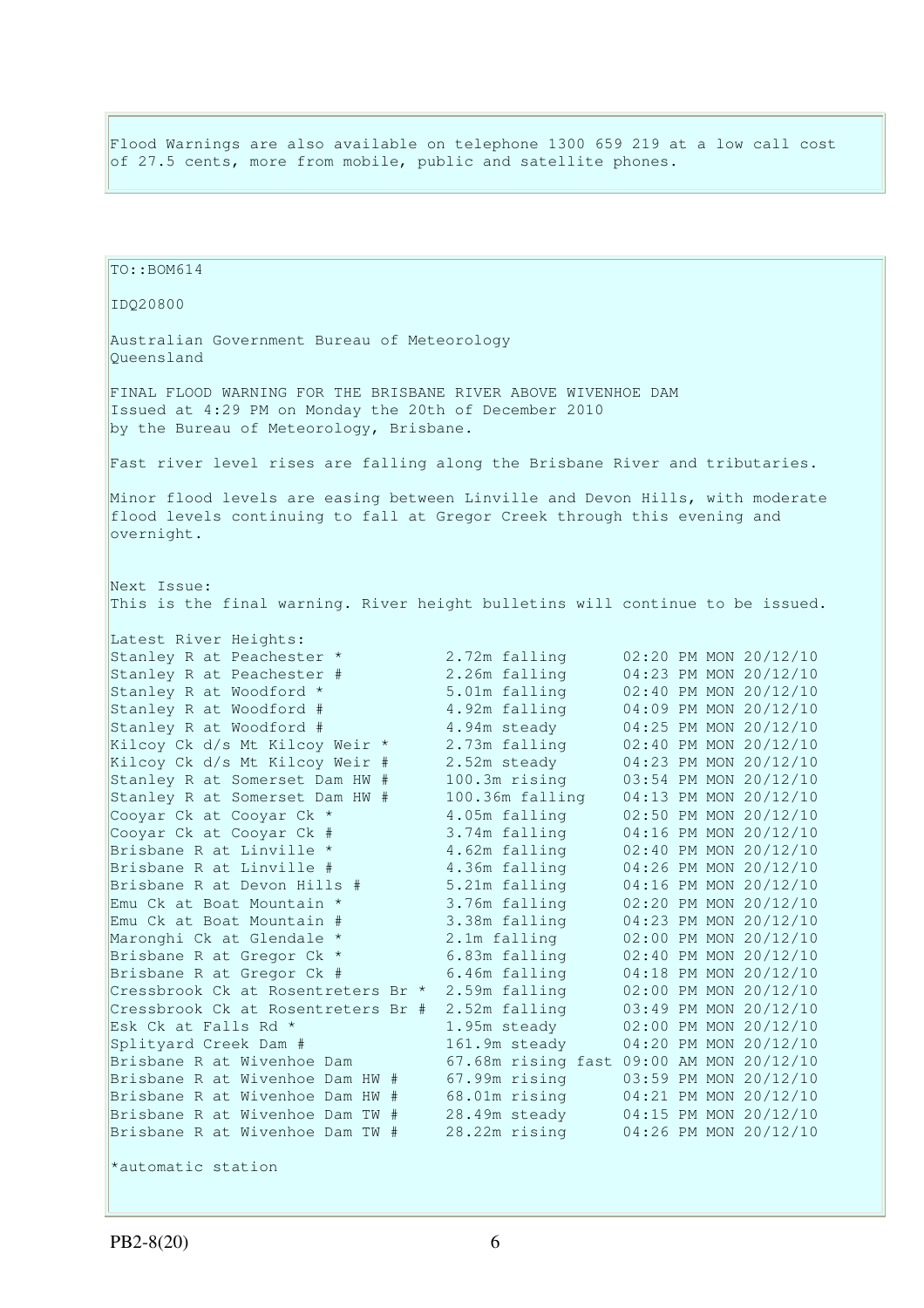Flood Warnings are also available on telephone 1300 659 219 at a low call cost of 27.5 cents, more from mobile, public and satellite phones.

TO::BOM614

IDQ20800

Australian Government Bureau of Meteorology
Queensland

FINAL FLOOD WARNING FOR THE BRISBANE RIVER ABOVE WIVENHOE DAM
Issued at 4:29 PM on Monday the 20th of December 2010
by the Bureau of Meteorology, Brisbane.

Fast river level rises are falling along the Brisbane River and tributaries.

Minor flood levels are easing between Linville and Devon Hills, with moderate flood levels continuing to fall at Gregor Creek through this evening and overnight.

Next Issue:
This is the final warning. River height bulletins will continue to be issued.

Latest River Heights:

```
Stanley R at Peachester *           2.72m falling      02:20 PM MON 20/12/10
Stanley R at Peachester #           2.26m falling      04:23 PM MON 20/12/10
Stanley R at Woodford *             5.01m falling      02:40 PM MON 20/12/10
Stanley R at Woodford #             4.92m falling      04:09 PM MON 20/12/10
Stanley R at Woodford #             4.94m steady       04:25 PM MON 20/12/10
Kilcoy Ck d/s Mt Kilcoy Weir *      2.73m falling      02:40 PM MON 20/12/10
Kilcoy Ck d/s Mt Kilcoy Weir #      2.52m steady       04:23 PM MON 20/12/10
Stanley R at Somerset Dam HW #      100.3m rising      03:54 PM MON 20/12/10
Stanley R at Somerset Dam HW #      100.36m falling    04:13 PM MON 20/12/10
Cooyar Ck at Cooyar Ck *            4.05m falling      02:50 PM MON 20/12/10
Cooyar Ck at Cooyar Ck #            3.74m falling      04:16 PM MON 20/12/10
Brisbane R at Linville *            4.62m falling      02:40 PM MON 20/12/10
Brisbane R at Linville #            4.36m falling      04:26 PM MON 20/12/10
Brisbane R at Devon Hills #         5.21m falling      04:16 PM MON 20/12/10
Emu Ck at Boat Mountain *           3.76m falling      02:20 PM MON 20/12/10
Emu Ck at Boat Mountain #           3.38m falling      04:23 PM MON 20/12/10
Maronghi Ck at Glendale *           2.1m falling       02:00 PM MON 20/12/10
Brisbane R at Gregor Ck *           6.83m falling      02:40 PM MON 20/12/10
Brisbane R at Gregor Ck #           6.46m falling      04:18 PM MON 20/12/10
Cressbrook Ck at Rosentreters Br *  2.59m falling      02:00 PM MON 20/12/10
Cressbrook Ck at Rosentreters Br #  2.52m falling      03:49 PM MON 20/12/10
Esk Ck at Falls Rd *                1.95m steady       02:00 PM MON 20/12/10
Splityard Creek Dam #               161.9m steady      04:20 PM MON 20/12/10
Brisbane R at Wivenhoe Dam          67.68m rising fast 09:00 AM MON 20/12/10
Brisbane R at Wivenhoe Dam HW #     67.99m rising      03:59 PM MON 20/12/10
Brisbane R at Wivenhoe Dam HW #     68.01m rising      04:21 PM MON 20/12/10
Brisbane R at Wivenhoe Dam TW #     28.49m steady      04:15 PM MON 20/12/10
Brisbane R at Wivenhoe Dam TW #     28.22m rising      04:26 PM MON 20/12/10
```

*automatic station

PB2-8(20)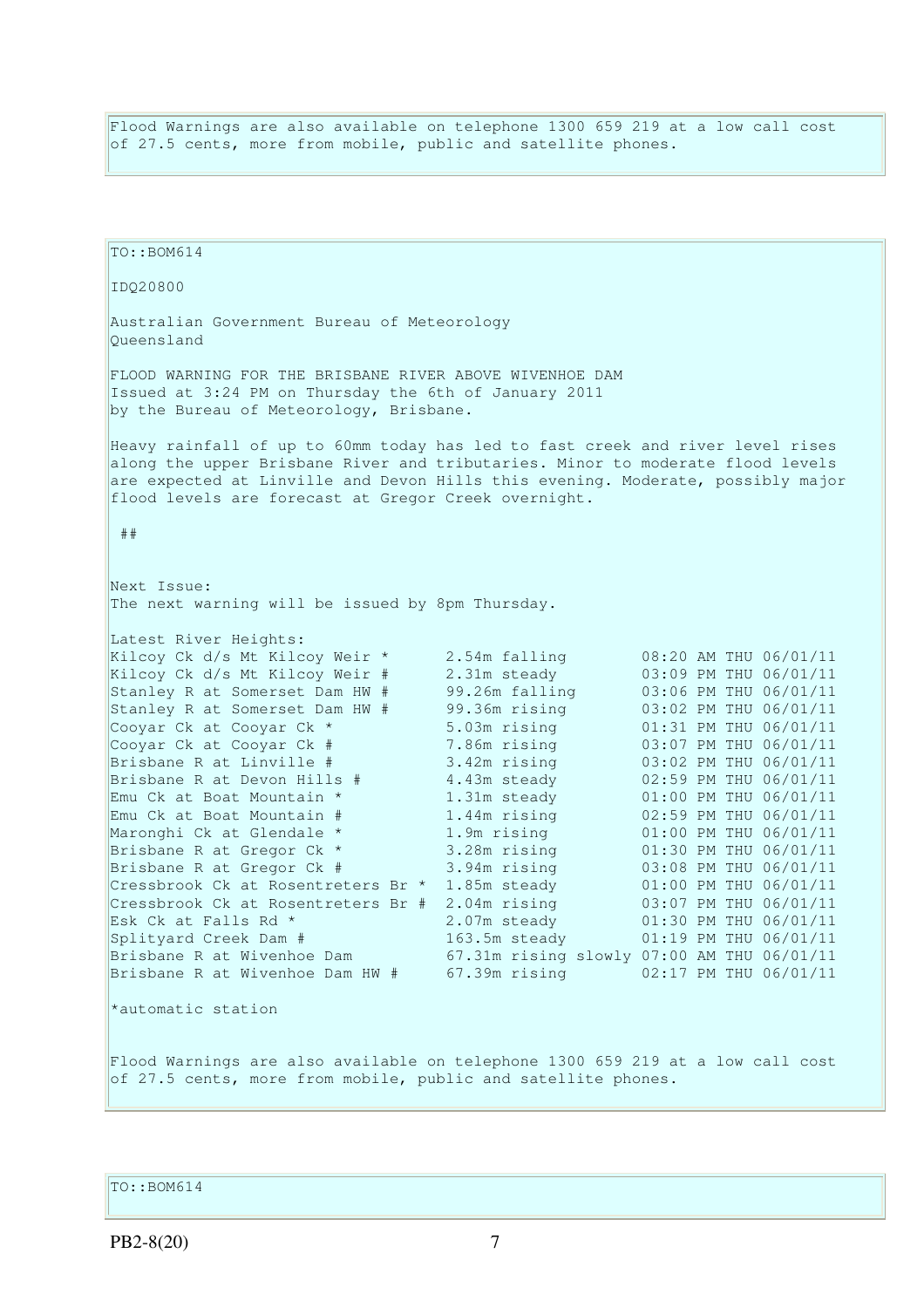Flood Warnings are also available on telephone 1300 659 219 at a low call cost of 27.5 cents, more from mobile, public and satellite phones.

TO::BOM614

IDQ20800

Australian Government Bureau of Meteorology
Queensland

FLOOD WARNING FOR THE BRISBANE RIVER ABOVE WIVENHOE DAM
Issued at 3:24 PM on Thursday the 6th of January 2011
by the Bureau of Meteorology, Brisbane.

Heavy rainfall of up to 60mm today has led to fast creek and river level rises along the upper Brisbane River and tributaries. Minor to moderate flood levels are expected at Linville and Devon Hills this evening. Moderate, possibly major flood levels are forecast at Gregor Creek overnight.

##

Next Issue:
The next warning will be issued by 8pm Thursday.

Latest River Heights:

```
Kilcoy Ck d/s Mt Kilcoy Weir *      2.54m falling        08:20 AM THU 06/01/11
Kilcoy Ck d/s Mt Kilcoy Weir #      2.31m steady         03:09 PM THU 06/01/11
Stanley R at Somerset Dam HW #      99.26m falling       03:06 PM THU 06/01/11
Stanley R at Somerset Dam HW #      99.36m rising        03:02 PM THU 06/01/11
Cooyar Ck at Cooyar Ck *            5.03m rising         01:31 PM THU 06/01/11
Cooyar Ck at Cooyar Ck #            7.86m rising         03:07 PM THU 06/01/11
Brisbane R at Linville #            3.42m rising         03:02 PM THU 06/01/11
Brisbane R at Devon Hills #         4.43m steady         02:59 PM THU 06/01/11
Emu Ck at Boat Mountain *           1.31m steady         01:00 PM THU 06/01/11
Emu Ck at Boat Mountain #           1.44m rising         02:59 PM THU 06/01/11
Maronghi Ck at Glendale *           1.9m rising          01:00 PM THU 06/01/11
Brisbane R at Gregor Ck *           3.28m rising         01:30 PM THU 06/01/11
Brisbane R at Gregor Ck #           3.94m rising         03:08 PM THU 06/01/11
Cressbrook Ck at Rosentreters Br *  1.85m steady         01:00 PM THU 06/01/11
Cressbrook Ck at Rosentreters Br #  2.04m rising         03:07 PM THU 06/01/11
Esk Ck at Falls Rd *                2.07m steady         01:30 PM THU 06/01/11
Splityard Creek Dam #               163.5m steady        01:19 PM THU 06/01/11
Brisbane R at Wivenhoe Dam          67.31m rising slowly 07:00 AM THU 06/01/11
Brisbane R at Wivenhoe Dam HW #     67.39m rising        02:17 PM THU 06/01/11
```

*automatic station

Flood Warnings are also available on telephone 1300 659 219 at a low call cost of 27.5 cents, more from mobile, public and satellite phones.

TO::BOM614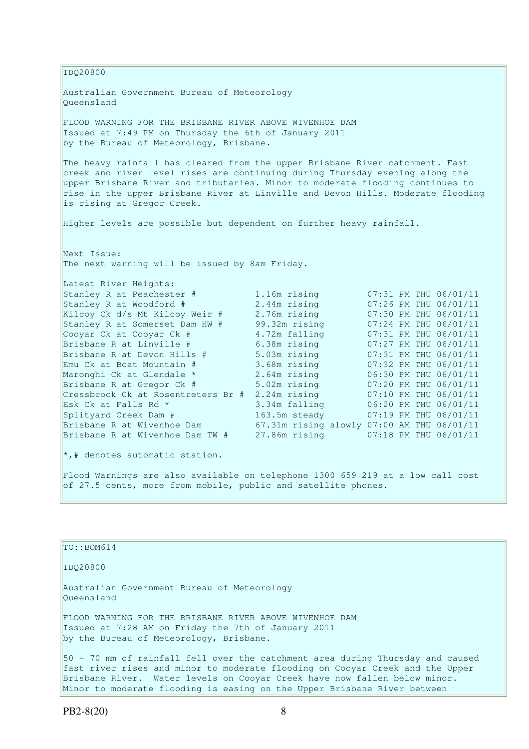IDQ20800

Australian Government Bureau of Meteorology
Queensland

FLOOD WARNING FOR THE BRISBANE RIVER ABOVE WIVENHOE DAM
Issued at 7:49 PM on Thursday the 6th of January 2011
by the Bureau of Meteorology, Brisbane.

The heavy rainfall has cleared from the upper Brisbane River catchment. Fast creek and river level rises are continuing during Thursday evening along the upper Brisbane River and tributaries. Minor to moderate flooding continues to rise in the upper Brisbane River at Linville and Devon Hills. Moderate flooding is rising at Gregor Creek.

Higher levels are possible but dependent on further heavy rainfall.

Next Issue:
The next warning will be issued by 8am Friday.

Latest River Heights:

| | | |
|---|---|---|
| Stanley R at Peachester # | 1.16m rising | 07:31 PM THU 06/01/11 |
| Stanley R at Woodford # | 2.44m rising | 07:26 PM THU 06/01/11 |
| Kilcoy Ck d/s Mt Kilcoy Weir # | 2.76m rising | 07:30 PM THU 06/01/11 |
| Stanley R at Somerset Dam HW # | 99.32m rising | 07:24 PM THU 06/01/11 |
| Cooyar Ck at Cooyar Ck # | 4.72m falling | 07:31 PM THU 06/01/11 |
| Brisbane R at Linville # | 6.38m rising | 07:27 PM THU 06/01/11 |
| Brisbane R at Devon Hills # | 5.03m rising | 07:31 PM THU 06/01/11 |
| Emu Ck at Boat Mountain # | 3.68m rising | 07:32 PM THU 06/01/11 |
| Maronghi Ck at Glendale * | 2.64m rising | 06:30 PM THU 06/01/11 |
| Brisbane R at Gregor Ck # | 5.02m rising | 07:20 PM THU 06/01/11 |
| Cressbrook Ck at Rosentreters Br # | 2.24m rising | 07:10 PM THU 06/01/11 |
| Esk Ck at Falls Rd * | 3.34m falling | 06:20 PM THU 06/01/11 |
| Splityard Creek Dam # | 163.5m steady | 07:19 PM THU 06/01/11 |
| Brisbane R at Wivenhoe Dam | 67.31m rising slowly | 07:00 AM THU 06/01/11 |
| Brisbane R at Wivenhoe Dam TW # | 27.86m rising | 07:18 PM THU 06/01/11 |

*,# denotes automatic station.

Flood Warnings are also available on telephone 1300 659 219 at a low call cost of 27.5 cents, more from mobile, public and satellite phones.

TO::BOM614

IDQ20800

Australian Government Bureau of Meteorology
Queensland

FLOOD WARNING FOR THE BRISBANE RIVER ABOVE WIVENHOE DAM
Issued at 7:28 AM on Friday the 7th of January 2011
by the Bureau of Meteorology, Brisbane.

50 - 70 mm of rainfall fell over the catchment area during Thursday and caused fast river rises and minor to moderate flooding on Cooyar Creek and the Upper Brisbane River. Water levels on Cooyar Creek have now fallen below minor. Minor to moderate flooding is easing on the Upper Brisbane River between

PB2-8(20)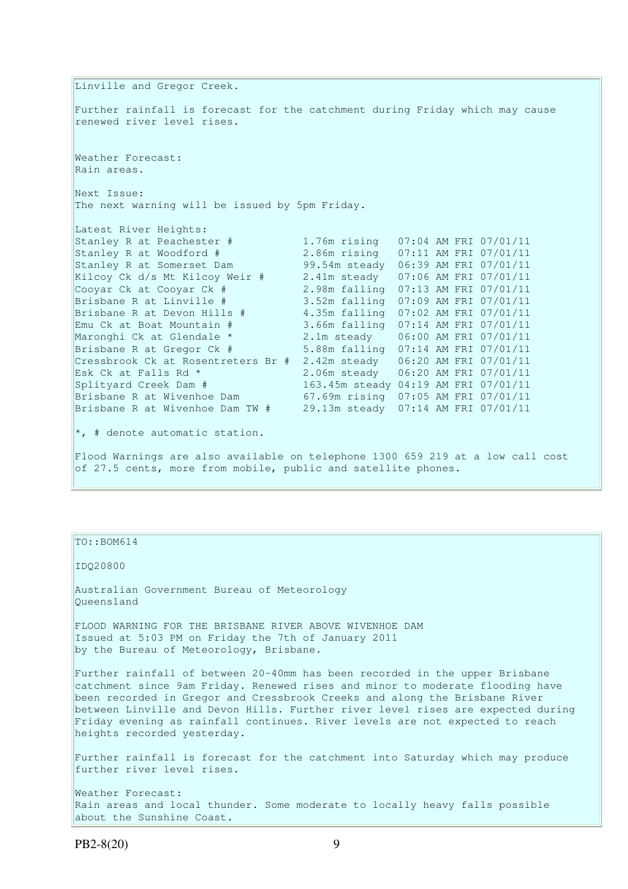Linville and Gregor Creek.

Further rainfall is forecast for the catchment during Friday which may cause renewed river level rises.

Weather Forecast:
Rain areas.

Next Issue:
The next warning will be issued by 5pm Friday.

Latest River Heights:

```
Stanley R at Peachester #           1.76m rising   07:04 AM FRI 07/01/11
Stanley R at Woodford #             2.86m rising   07:11 AM FRI 07/01/11
Stanley R at Somerset Dam           99.54m steady  06:39 AM FRI 07/01/11
Kilcoy Ck d/s Mt Kilcoy Weir #      2.41m steady   07:06 AM FRI 07/01/11
Cooyar Ck at Cooyar Ck #            2.98m falling  07:13 AM FRI 07/01/11
Brisbane R at Linville #            3.52m falling  07:09 AM FRI 07/01/11
Brisbane R at Devon Hills #         4.35m falling  07:02 AM FRI 07/01/11
Emu Ck at Boat Mountain #           3.66m falling  07:14 AM FRI 07/01/11
Maronghi Ck at Glendale *           2.1m steady    06:00 AM FRI 07/01/11
Brisbane R at Gregor Ck #           5.88m falling  07:14 AM FRI 07/01/11
Cressbrook Ck at Rosentreters Br #  2.42m steady   06:20 AM FRI 07/01/11
Esk Ck at Falls Rd *                2.06m steady   06:20 AM FRI 07/01/11
Splityard Creek Dam #               163.45m steady 04:19 AM FRI 07/01/11
Brisbane R at Wivenhoe Dam          67.69m rising  07:05 AM FRI 07/01/11
Brisbane R at Wivenhoe Dam TW #     29.13m steady  07:14 AM FRI 07/01/11
```

*, # denote automatic station.

Flood Warnings are also available on telephone 1300 659 219 at a low call cost of 27.5 cents, more from mobile, public and satellite phones.

TO::BOM614

IDQ20800

Australian Government Bureau of Meteorology
Queensland

FLOOD WARNING FOR THE BRISBANE RIVER ABOVE WIVENHOE DAM
Issued at 5:03 PM on Friday the 7th of January 2011
by the Bureau of Meteorology, Brisbane.

Further rainfall of between 20-40mm has been recorded in the upper Brisbane catchment since 9am Friday. Renewed rises and minor to moderate flooding have been recorded in Gregor and Cressbrook Creeks and along the Brisbane River between Linville and Devon Hills. Further river level rises are expected during Friday evening as rainfall continues. River levels are not expected to reach heights recorded yesterday.

Further rainfall is forecast for the catchment into Saturday which may produce further river level rises.

Weather Forecast:
Rain areas and local thunder. Some moderate to locally heavy falls possible about the Sunshine Coast.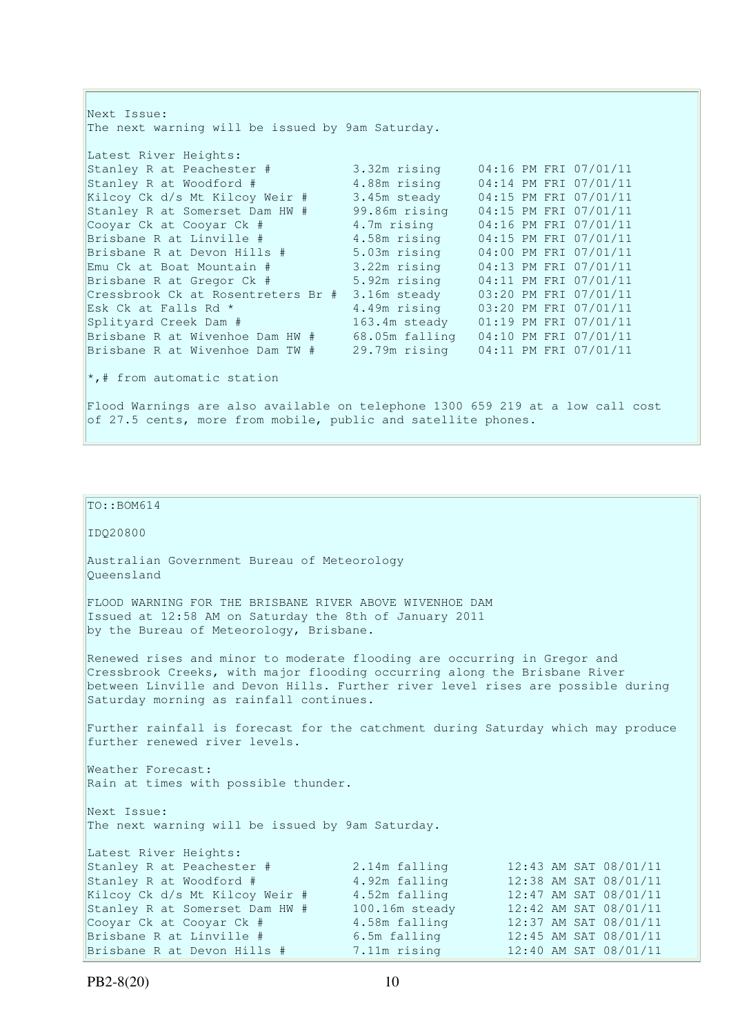Next Issue:
The next warning will be issued by 9am Saturday.

Latest River Heights:

| | | |
|---|---|---|
| Stanley R at Peachester # | 3.32m rising | 04:16 PM FRI 07/01/11 |
| Stanley R at Woodford # | 4.88m rising | 04:14 PM FRI 07/01/11 |
| Kilcoy Ck d/s Mt Kilcoy Weir # | 3.45m steady | 04:15 PM FRI 07/01/11 |
| Stanley R at Somerset Dam HW # | 99.86m rising | 04:15 PM FRI 07/01/11 |
| Cooyar Ck at Cooyar Ck # | 4.7m rising | 04:16 PM FRI 07/01/11 |
| Brisbane R at Linville # | 4.58m rising | 04:15 PM FRI 07/01/11 |
| Brisbane R at Devon Hills # | 5.03m rising | 04:00 PM FRI 07/01/11 |
| Emu Ck at Boat Mountain # | 3.22m rising | 04:13 PM FRI 07/01/11 |
| Brisbane R at Gregor Ck # | 5.92m rising | 04:11 PM FRI 07/01/11 |
| Cressbrook Ck at Rosentreters Br # | 3.16m steady | 03:20 PM FRI 07/01/11 |
| Esk Ck at Falls Rd * | 4.49m rising | 03:20 PM FRI 07/01/11 |
| Splityard Creek Dam # | 163.4m steady | 01:19 PM FRI 07/01/11 |
| Brisbane R at Wivenhoe Dam HW # | 68.05m falling | 04:10 PM FRI 07/01/11 |
| Brisbane R at Wivenhoe Dam TW # | 29.79m rising | 04:11 PM FRI 07/01/11 |

*,# from automatic station

Flood Warnings are also available on telephone 1300 659 219 at a low call cost of 27.5 cents, more from mobile, public and satellite phones.

---

TO::BOM614

IDQ20800

Australian Government Bureau of Meteorology
Queensland

FLOOD WARNING FOR THE BRISBANE RIVER ABOVE WIVENHOE DAM
Issued at 12:58 AM on Saturday the 8th of January 2011
by the Bureau of Meteorology, Brisbane.

Renewed rises and minor to moderate flooding are occurring in Gregor and Cressbrook Creeks, with major flooding occurring along the Brisbane River between Linville and Devon Hills. Further river level rises are possible during Saturday morning as rainfall continues.

Further rainfall is forecast for the catchment during Saturday which may produce further renewed river levels.

Weather Forecast:
Rain at times with possible thunder.

Next Issue:
The next warning will be issued by 9am Saturday.

Latest River Heights:

| | | |
|---|---|---|
| Stanley R at Peachester # | 2.14m falling | 12:43 AM SAT 08/01/11 |
| Stanley R at Woodford # | 4.92m falling | 12:38 AM SAT 08/01/11 |
| Kilcoy Ck d/s Mt Kilcoy Weir # | 4.52m falling | 12:47 AM SAT 08/01/11 |
| Stanley R at Somerset Dam HW # | 100.16m steady | 12:42 AM SAT 08/01/11 |
| Cooyar Ck at Cooyar Ck # | 4.58m falling | 12:37 AM SAT 08/01/11 |
| Brisbane R at Linville # | 6.5m falling | 12:45 AM SAT 08/01/11 |
| Brisbane R at Devon Hills # | 7.11m rising | 12:40 AM SAT 08/01/11 |

PB2-8(20)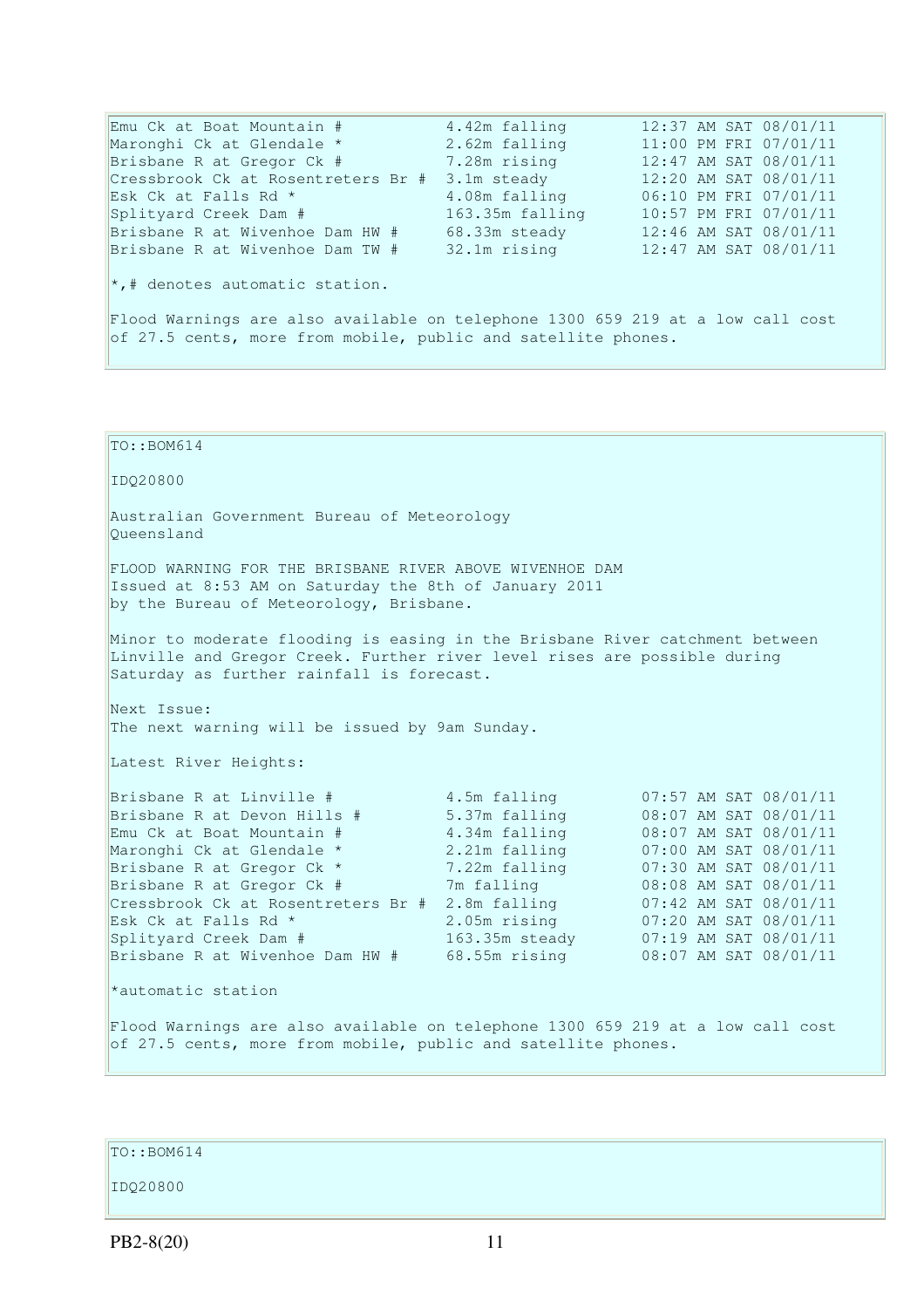```
Emu Ck at Boat Mountain #           4.42m falling        12:37 AM SAT 08/01/11
Maronghi Ck at Glendale *           2.62m falling        11:00 PM FRI 07/01/11
Brisbane R at Gregor Ck #           7.28m rising         12:47 AM SAT 08/01/11
Cressbrook Ck at Rosentreters Br #  3.1m steady          12:20 AM SAT 08/01/11
Esk Ck at Falls Rd *                4.08m falling        06:10 PM FRI 07/01/11
Splityard Creek Dam #               163.35m falling      10:57 PM FRI 07/01/11
Brisbane R at Wivenhoe Dam HW #     68.33m steady        12:46 AM SAT 08/01/11
Brisbane R at Wivenhoe Dam TW #     32.1m rising         12:47 AM SAT 08/01/11
```

*,# denotes automatic station.

Flood Warnings are also available on telephone 1300 659 219 at a low call cost of 27.5 cents, more from mobile, public and satellite phones.

---

TO::BOM614

IDQ20800

Australian Government Bureau of Meteorology
Queensland

FLOOD WARNING FOR THE BRISBANE RIVER ABOVE WIVENHOE DAM
Issued at 8:53 AM on Saturday the 8th of January 2011
by the Bureau of Meteorology, Brisbane.

Minor to moderate flooding is easing in the Brisbane River catchment between Linville and Gregor Creek. Further river level rises are possible during Saturday as further rainfall is forecast.

Next Issue:
The next warning will be issued by 9am Sunday.

Latest River Heights:

```
Brisbane R at Linville #            4.5m falling         07:57 AM SAT 08/01/11
Brisbane R at Devon Hills #         5.37m falling        08:07 AM SAT 08/01/11
Emu Ck at Boat Mountain #           4.34m falling        08:07 AM SAT 08/01/11
Maronghi Ck at Glendale *           2.21m falling        07:00 AM SAT 08/01/11
Brisbane R at Gregor Ck *           7.22m falling        07:30 AM SAT 08/01/11
Brisbane R at Gregor Ck #           7m falling           08:08 AM SAT 08/01/11
Cressbrook Ck at Rosentreters Br #  2.8m falling         07:42 AM SAT 08/01/11
Esk Ck at Falls Rd *                2.05m rising         07:20 AM SAT 08/01/11
Splityard Creek Dam #               163.35m steady       07:19 AM SAT 08/01/11
Brisbane R at Wivenhoe Dam HW #     68.55m rising        08:07 AM SAT 08/01/11
```

*automatic station

Flood Warnings are also available on telephone 1300 659 219 at a low call cost of 27.5 cents, more from mobile, public and satellite phones.

---

TO::BOM614

IDQ20800

PB2-8(20)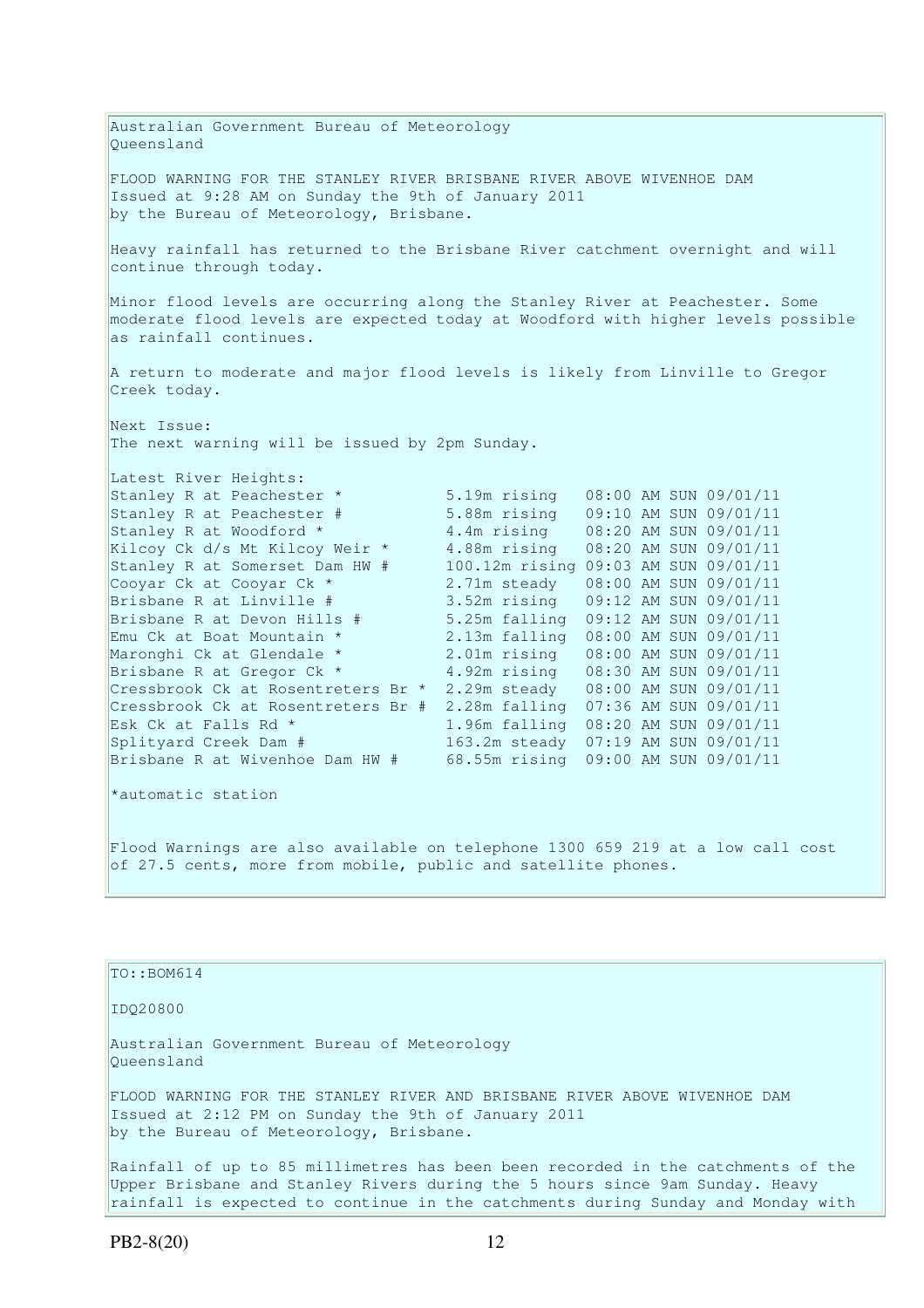Australian Government Bureau of Meteorology
Queensland

FLOOD WARNING FOR THE STANLEY RIVER BRISBANE RIVER ABOVE WIVENHOE DAM
Issued at 9:28 AM on Sunday the 9th of January 2011
by the Bureau of Meteorology, Brisbane.

Heavy rainfall has returned to the Brisbane River catchment overnight and will continue through today.

Minor flood levels are occurring along the Stanley River at Peachester. Some moderate flood levels are expected today at Woodford with higher levels possible as rainfall continues.

A return to moderate and major flood levels is likely from Linville to Gregor Creek today.

Next Issue:
The next warning will be issued by 2pm Sunday.

```
Latest River Heights:
Stanley R at Peachester *           5.19m rising   08:00 AM SUN 09/01/11
Stanley R at Peachester #           5.88m rising   09:10 AM SUN 09/01/11
Stanley R at Woodford *             4.4m rising    08:20 AM SUN 09/01/11
Kilcoy Ck d/s Mt Kilcoy Weir *      4.88m rising   08:20 AM SUN 09/01/11
Stanley R at Somerset Dam HW #      100.12m rising 09:03 AM SUN 09/01/11
Cooyar Ck at Cooyar Ck *            2.71m steady   08:00 AM SUN 09/01/11
Brisbane R at Linville #            3.52m rising   09:12 AM SUN 09/01/11
Brisbane R at Devon Hills #         5.25m falling  09:12 AM SUN 09/01/11
Emu Ck at Boat Mountain *           2.13m falling  08:00 AM SUN 09/01/11
Maronghi Ck at Glendale *           2.01m rising   08:00 AM SUN 09/01/11
Brisbane R at Gregor Ck *           4.92m rising   08:30 AM SUN 09/01/11
Cressbrook Ck at Rosentreters Br *  2.29m steady   08:00 AM SUN 09/01/11
Cressbrook Ck at Rosentreters Br #  2.28m falling  07:36 AM SUN 09/01/11
Esk Ck at Falls Rd *                1.96m falling  08:20 AM SUN 09/01/11
Splityard Creek Dam #               163.2m steady  07:19 AM SUN 09/01/11
Brisbane R at Wivenhoe Dam HW #     68.55m rising  09:00 AM SUN 09/01/11
```

*automatic station

Flood Warnings are also available on telephone 1300 659 219 at a low call cost of 27.5 cents, more from mobile, public and satellite phones.

TO::BOM614

IDQ20800

Australian Government Bureau of Meteorology
Queensland

FLOOD WARNING FOR THE STANLEY RIVER AND BRISBANE RIVER ABOVE WIVENHOE DAM
Issued at 2:12 PM on Sunday the 9th of January 2011
by the Bureau of Meteorology, Brisbane.

Rainfall of up to 85 millimetres has been been recorded in the catchments of the Upper Brisbane and Stanley Rivers during the 5 hours since 9am Sunday. Heavy rainfall is expected to continue in the catchments during Sunday and Monday with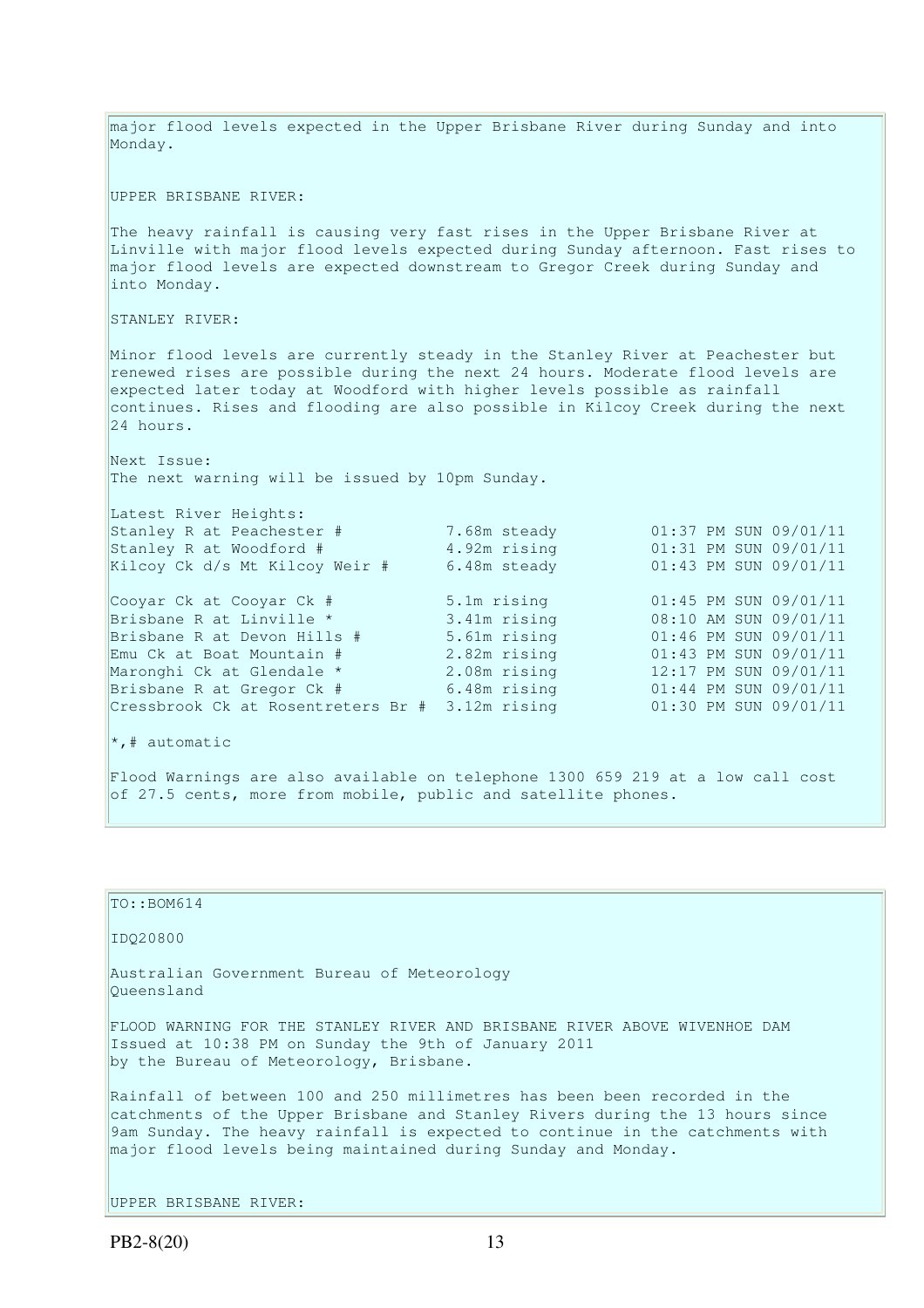major flood levels expected in the Upper Brisbane River during Sunday and into Monday.

UPPER BRISBANE RIVER:

The heavy rainfall is causing very fast rises in the Upper Brisbane River at Linville with major flood levels expected during Sunday afternoon. Fast rises to major flood levels are expected downstream to Gregor Creek during Sunday and into Monday.

STANLEY RIVER:

Minor flood levels are currently steady in the Stanley River at Peachester but renewed rises are possible during the next 24 hours. Moderate flood levels are expected later today at Woodford with higher levels possible as rainfall continues. Rises and flooding are also possible in Kilcoy Creek during the next 24 hours.

Next Issue:
The next warning will be issued by 10pm Sunday.

Latest River Heights:

| | | |
|---|---|---|
| Stanley R at Peachester # | 7.68m steady | 01:37 PM SUN 09/01/11 |
| Stanley R at Woodford # | 4.92m rising | 01:31 PM SUN 09/01/11 |
| Kilcoy Ck d/s Mt Kilcoy Weir # | 6.48m steady | 01:43 PM SUN 09/01/11 |
| Cooyar Ck at Cooyar Ck # | 5.1m rising | 01:45 PM SUN 09/01/11 |
| Brisbane R at Linville * | 3.41m rising | 08:10 AM SUN 09/01/11 |
| Brisbane R at Devon Hills # | 5.61m rising | 01:46 PM SUN 09/01/11 |
| Emu Ck at Boat Mountain # | 2.82m rising | 01:43 PM SUN 09/01/11 |
| Maronghi Ck at Glendale * | 2.08m rising | 12:17 PM SUN 09/01/11 |
| Brisbane R at Gregor Ck # | 6.48m rising | 01:44 PM SUN 09/01/11 |
| Cressbrook Ck at Rosentreters Br # | 3.12m rising | 01:30 PM SUN 09/01/11 |

*,# automatic

Flood Warnings are also available on telephone 1300 659 219 at a low call cost of 27.5 cents, more from mobile, public and satellite phones.

TO::BOM614

IDQ20800

Australian Government Bureau of Meteorology
Queensland

FLOOD WARNING FOR THE STANLEY RIVER AND BRISBANE RIVER ABOVE WIVENHOE DAM
Issued at 10:38 PM on Sunday the 9th of January 2011
by the Bureau of Meteorology, Brisbane.

Rainfall of between 100 and 250 millimetres has been been recorded in the catchments of the Upper Brisbane and Stanley Rivers during the 13 hours since 9am Sunday. The heavy rainfall is expected to continue in the catchments with major flood levels being maintained during Sunday and Monday.

UPPER BRISBANE RIVER: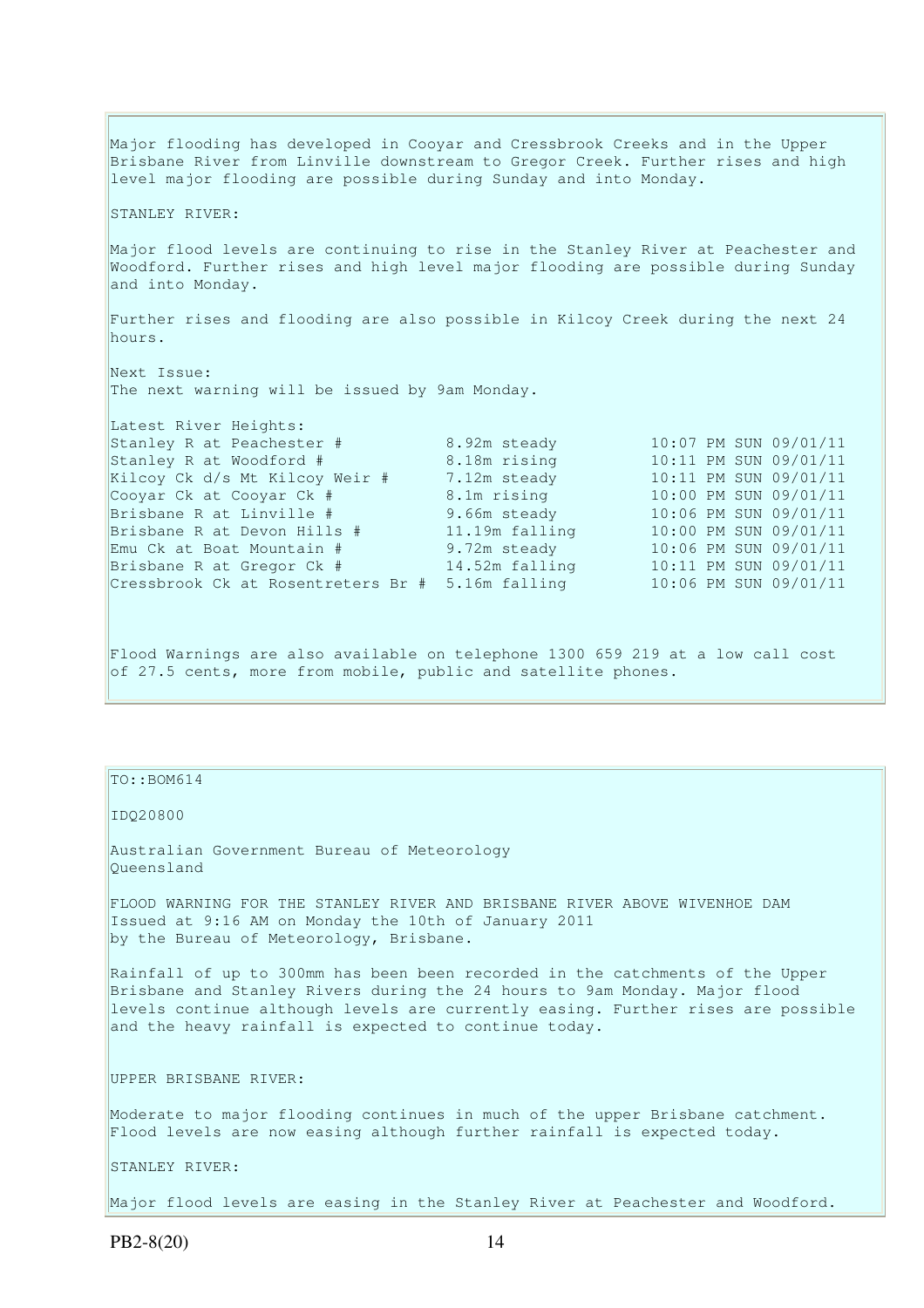Major flooding has developed in Cooyar and Cressbrook Creeks and in the Upper Brisbane River from Linville downstream to Gregor Creek. Further rises and high level major flooding are possible during Sunday and into Monday.

STANLEY RIVER:

Major flood levels are continuing to rise in the Stanley River at Peachester and Woodford. Further rises and high level major flooding are possible during Sunday and into Monday.

Further rises and flooding are also possible in Kilcoy Creek during the next 24 hours.

Next Issue:
The next warning will be issued by 9am Monday.

Latest River Heights:

| Location | Height | Time |
|---|---|---|
| Stanley R at Peachester # | 8.92m steady | 10:07 PM SUN 09/01/11 |
| Stanley R at Woodford # | 8.18m rising | 10:11 PM SUN 09/01/11 |
| Kilcoy Ck d/s Mt Kilcoy Weir # | 7.12m steady | 10:11 PM SUN 09/01/11 |
| Cooyar Ck at Cooyar Ck # | 8.1m rising | 10:00 PM SUN 09/01/11 |
| Brisbane R at Linville # | 9.66m steady | 10:06 PM SUN 09/01/11 |
| Brisbane R at Devon Hills # | 11.19m falling | 10:00 PM SUN 09/01/11 |
| Emu Ck at Boat Mountain # | 9.72m steady | 10:06 PM SUN 09/01/11 |
| Brisbane R at Gregor Ck # | 14.52m falling | 10:11 PM SUN 09/01/11 |
| Cressbrook Ck at Rosentreters Br # | 5.16m falling | 10:06 PM SUN 09/01/11 |

Flood Warnings are also available on telephone 1300 659 219 at a low call cost of 27.5 cents, more from mobile, public and satellite phones.

---

TO::BOM614

IDQ20800

Australian Government Bureau of Meteorology
Queensland

FLOOD WARNING FOR THE STANLEY RIVER AND BRISBANE RIVER ABOVE WIVENHOE DAM
Issued at 9:16 AM on Monday the 10th of January 2011
by the Bureau of Meteorology, Brisbane.

Rainfall of up to 300mm has been been recorded in the catchments of the Upper Brisbane and Stanley Rivers during the 24 hours to 9am Monday. Major flood levels continue although levels are currently easing. Further rises are possible and the heavy rainfall is expected to continue today.

UPPER BRISBANE RIVER:

Moderate to major flooding continues in much of the upper Brisbane catchment. Flood levels are now easing although further rainfall is expected today.

STANLEY RIVER:

Major flood levels are easing in the Stanley River at Peachester and Woodford.

PB2-8(20)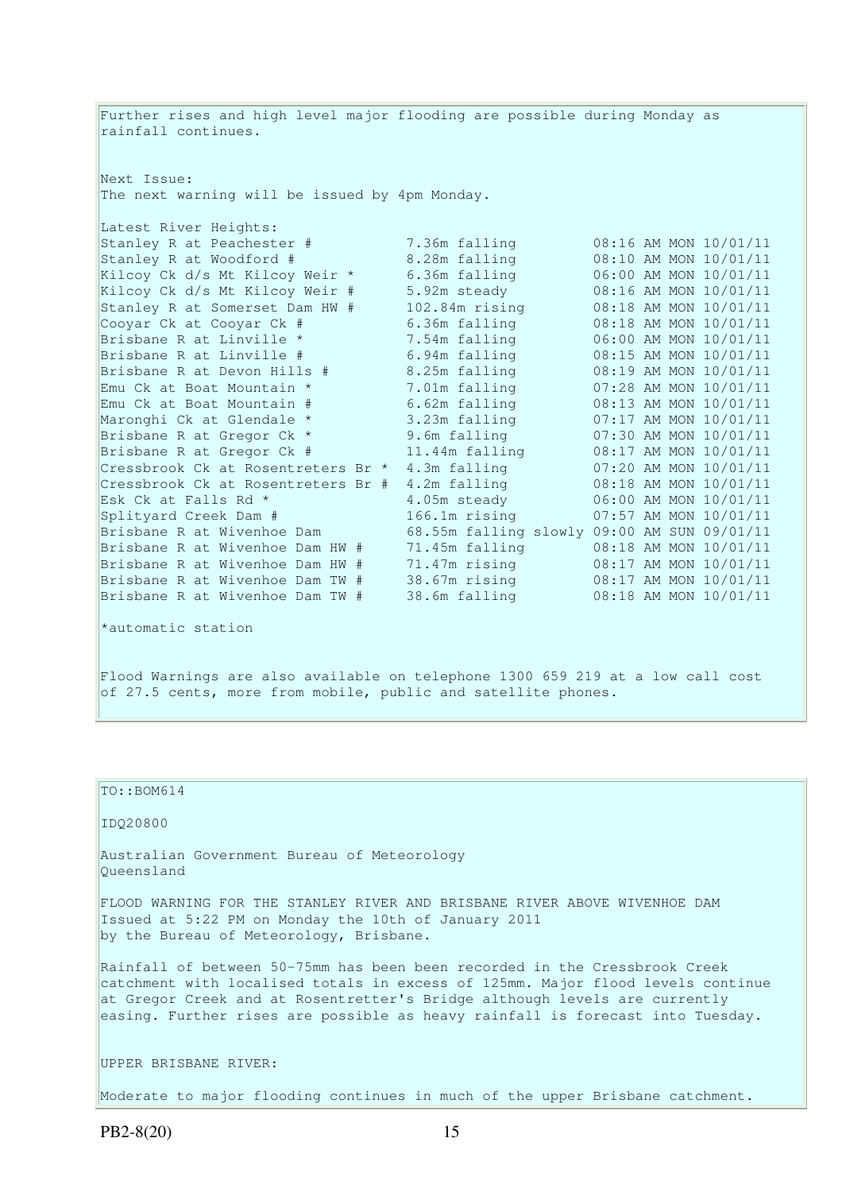Further rises and high level major flooding are possible during Monday as rainfall continues.

Next Issue:
The next warning will be issued by 4pm Monday.

Latest River Heights:

| Location | Height | Time |
| --- | --- | --- |
| Stanley R at Peachester # | 7.36m falling | 08:16 AM MON 10/01/11 |
| Stanley R at Woodford # | 8.28m falling | 08:10 AM MON 10/01/11 |
| Kilcoy Ck d/s Mt Kilcoy Weir * | 6.36m falling | 06:00 AM MON 10/01/11 |
| Kilcoy Ck d/s Mt Kilcoy Weir # | 5.92m steady | 08:16 AM MON 10/01/11 |
| Stanley R at Somerset Dam HW # | 102.84m rising | 08:18 AM MON 10/01/11 |
| Cooyar Ck at Cooyar Ck # | 6.36m falling | 08:18 AM MON 10/01/11 |
| Brisbane R at Linville * | 7.54m falling | 06:00 AM MON 10/01/11 |
| Brisbane R at Linville # | 6.94m falling | 08:15 AM MON 10/01/11 |
| Brisbane R at Devon Hills # | 8.25m falling | 08:19 AM MON 10/01/11 |
| Emu Ck at Boat Mountain * | 7.01m falling | 07:28 AM MON 10/01/11 |
| Emu Ck at Boat Mountain # | 6.62m falling | 08:13 AM MON 10/01/11 |
| Maronghi Ck at Glendale * | 3.23m falling | 07:17 AM MON 10/01/11 |
| Brisbane R at Gregor Ck * | 9.6m falling | 07:30 AM MON 10/01/11 |
| Brisbane R at Gregor Ck # | 11.44m falling | 08:17 AM MON 10/01/11 |
| Cressbrook Ck at Rosentreters Br * | 4.3m falling | 07:20 AM MON 10/01/11 |
| Cressbrook Ck at Rosentreters Br # | 4.2m falling | 08:18 AM MON 10/01/11 |
| Esk Ck at Falls Rd * | 4.05m steady | 06:00 AM MON 10/01/11 |
| Splityard Creek Dam # | 166.1m rising | 07:57 AM MON 10/01/11 |
| Brisbane R at Wivenhoe Dam | 68.55m falling slowly | 09:00 AM SUN 09/01/11 |
| Brisbane R at Wivenhoe Dam HW # | 71.45m falling | 08:18 AM MON 10/01/11 |
| Brisbane R at Wivenhoe Dam HW # | 71.47m rising | 08:17 AM MON 10/01/11 |
| Brisbane R at Wivenhoe Dam TW # | 38.67m rising | 08:17 AM MON 10/01/11 |
| Brisbane R at Wivenhoe Dam TW # | 38.6m falling | 08:18 AM MON 10/01/11 |

*automatic station

Flood Warnings are also available on telephone 1300 659 219 at a low call cost of 27.5 cents, more from mobile, public and satellite phones.

---

TO::BOM614

IDQ20800

Australian Government Bureau of Meteorology
Queensland

FLOOD WARNING FOR THE STANLEY RIVER AND BRISBANE RIVER ABOVE WIVENHOE DAM
Issued at 5:22 PM on Monday the 10th of January 2011
by the Bureau of Meteorology, Brisbane.

Rainfall of between 50-75mm has been been recorded in the Cressbrook Creek catchment with localised totals in excess of 125mm. Major flood levels continue at Gregor Creek and at Rosentretter's Bridge although levels are currently easing. Further rises are possible as heavy rainfall is forecast into Tuesday.

UPPER BRISBANE RIVER:

Moderate to major flooding continues in much of the upper Brisbane catchment.

PB2-8(20)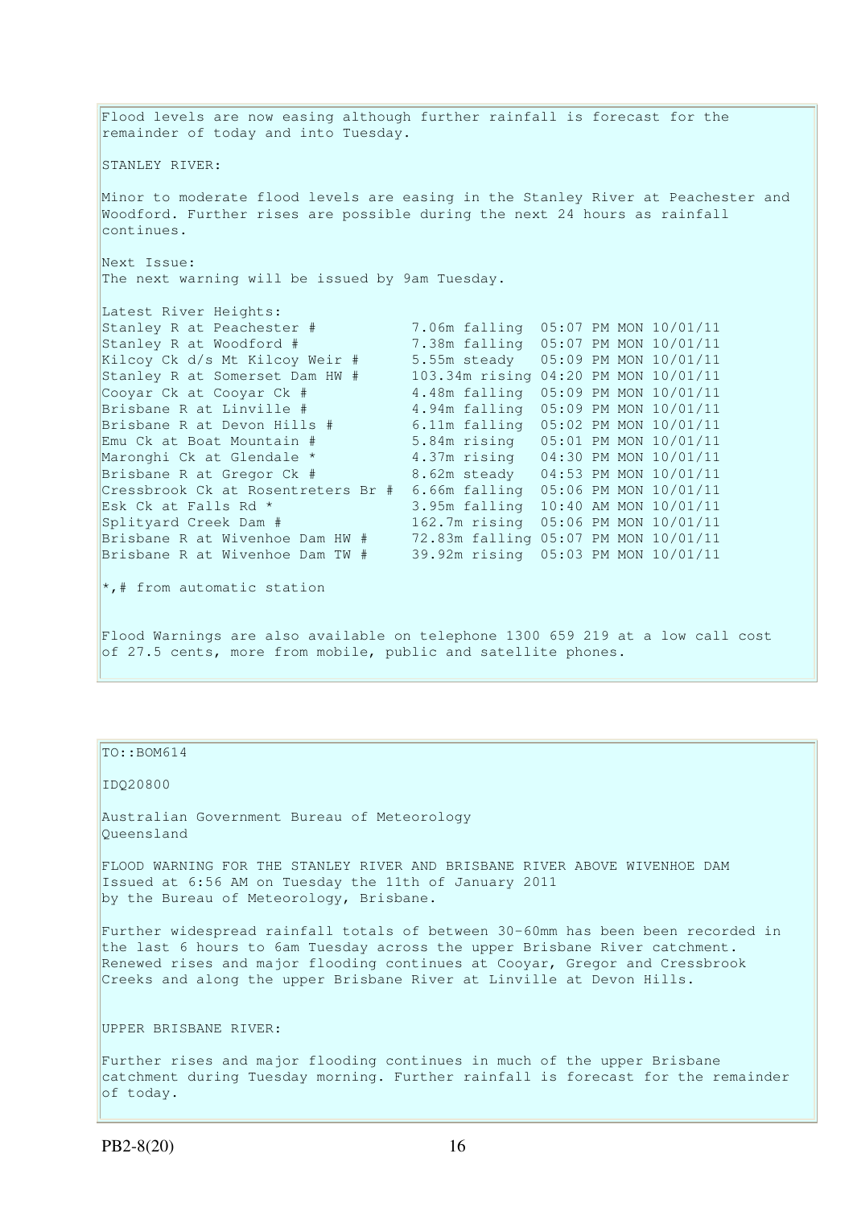Flood levels are now easing although further rainfall is forecast for the remainder of today and into Tuesday.

STANLEY RIVER:

Minor to moderate flood levels are easing in the Stanley River at Peachester and Woodford. Further rises are possible during the next 24 hours as rainfall continues.

Next Issue:
The next warning will be issued by 9am Tuesday.

Latest River Heights:

```
Stanley R at Peachester #          7.06m falling  05:07 PM MON 10/01/11
Stanley R at Woodford #            7.38m falling  05:07 PM MON 10/01/11
Kilcoy Ck d/s Mt Kilcoy Weir #     5.55m steady   05:09 PM MON 10/01/11
Stanley R at Somerset Dam HW #     103.34m rising 04:20 PM MON 10/01/11
Cooyar Ck at Cooyar Ck #           4.48m falling  05:09 PM MON 10/01/11
Brisbane R at Linville #           4.94m falling  05:09 PM MON 10/01/11
Brisbane R at Devon Hills #        6.11m falling  05:02 PM MON 10/01/11
Emu Ck at Boat Mountain #          5.84m rising   05:01 PM MON 10/01/11
Maronghi Ck at Glendale *          4.37m rising   04:30 PM MON 10/01/11
Brisbane R at Gregor Ck #          8.62m steady   04:53 PM MON 10/01/11
Cressbrook Ck at Rosentreters Br # 6.66m falling  05:06 PM MON 10/01/11
Esk Ck at Falls Rd *               3.95m falling  10:40 AM MON 10/01/11
Splityard Creek Dam #              162.7m rising  05:06 PM MON 10/01/11
Brisbane R at Wivenhoe Dam HW #    72.83m falling 05:07 PM MON 10/01/11
Brisbane R at Wivenhoe Dam TW #    39.92m rising  05:03 PM MON 10/01/11
```

*,# from automatic station

Flood Warnings are also available on telephone 1300 659 219 at a low call cost of 27.5 cents, more from mobile, public and satellite phones.

TO::BOM614

IDQ20800

Australian Government Bureau of Meteorology
Queensland

FLOOD WARNING FOR THE STANLEY RIVER AND BRISBANE RIVER ABOVE WIVENHOE DAM
Issued at 6:56 AM on Tuesday the 11th of January 2011
by the Bureau of Meteorology, Brisbane.

Further widespread rainfall totals of between 30-60mm has been been recorded in the last 6 hours to 6am Tuesday across the upper Brisbane River catchment. Renewed rises and major flooding continues at Cooyar, Gregor and Cressbrook Creeks and along the upper Brisbane River at Linville at Devon Hills.

UPPER BRISBANE RIVER:

Further rises and major flooding continues in much of the upper Brisbane catchment during Tuesday morning. Further rainfall is forecast for the remainder of today.

PB2-8(20)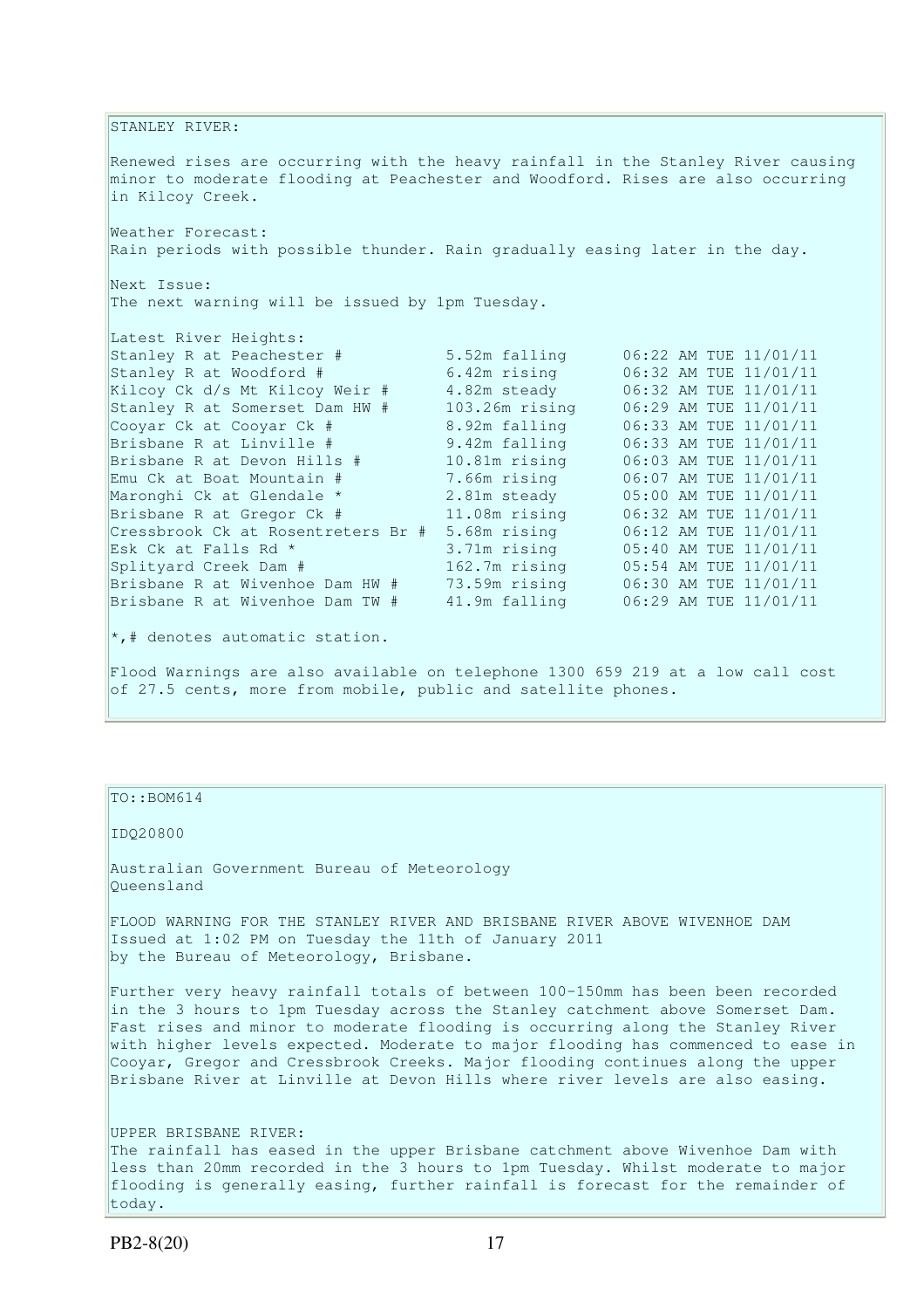STANLEY RIVER:

Renewed rises are occurring with the heavy rainfall in the Stanley River causing minor to moderate flooding at Peachester and Woodford. Rises are also occurring in Kilcoy Creek.

Weather Forecast:
Rain periods with possible thunder. Rain gradually easing later in the day.

Next Issue:
The next warning will be issued by 1pm Tuesday.

Latest River Heights:

| Station | Height | Time |
|---|---|---|
| Stanley R at Peachester # | 5.52m falling | 06:22 AM TUE 11/01/11 |
| Stanley R at Woodford # | 6.42m rising | 06:32 AM TUE 11/01/11 |
| Kilcoy Ck d/s Mt Kilcoy Weir # | 4.82m steady | 06:32 AM TUE 11/01/11 |
| Stanley R at Somerset Dam HW # | 103.26m rising | 06:29 AM TUE 11/01/11 |
| Cooyar Ck at Cooyar Ck # | 8.92m falling | 06:33 AM TUE 11/01/11 |
| Brisbane R at Linville # | 9.42m falling | 06:33 AM TUE 11/01/11 |
| Brisbane R at Devon Hills # | 10.81m rising | 06:03 AM TUE 11/01/11 |
| Emu Ck at Boat Mountain # | 7.66m rising | 06:07 AM TUE 11/01/11 |
| Maronghi Ck at Glendale * | 2.81m steady | 05:00 AM TUE 11/01/11 |
| Brisbane R at Gregor Ck # | 11.08m rising | 06:32 AM TUE 11/01/11 |
| Cressbrook Ck at Rosentreters Br # | 5.68m rising | 06:12 AM TUE 11/01/11 |
| Esk Ck at Falls Rd * | 3.71m rising | 05:40 AM TUE 11/01/11 |
| Splityard Creek Dam # | 162.7m rising | 05:54 AM TUE 11/01/11 |
| Brisbane R at Wivenhoe Dam HW # | 73.59m rising | 06:30 AM TUE 11/01/11 |
| Brisbane R at Wivenhoe Dam TW # | 41.9m falling | 06:29 AM TUE 11/01/11 |

*,# denotes automatic station.

Flood Warnings are also available on telephone 1300 659 219 at a low call cost of 27.5 cents, more from mobile, public and satellite phones.

TO::BOM614

IDQ20800

Australian Government Bureau of Meteorology
Queensland

FLOOD WARNING FOR THE STANLEY RIVER AND BRISBANE RIVER ABOVE WIVENHOE DAM
Issued at 1:02 PM on Tuesday the 11th of January 2011
by the Bureau of Meteorology, Brisbane.

Further very heavy rainfall totals of between 100-150mm has been been recorded in the 3 hours to 1pm Tuesday across the Stanley catchment above Somerset Dam. Fast rises and minor to moderate flooding is occurring along the Stanley River with higher levels expected. Moderate to major flooding has commenced to ease in Cooyar, Gregor and Cressbrook Creeks. Major flooding continues along the upper Brisbane River at Linville at Devon Hills where river levels are also easing.

UPPER BRISBANE RIVER:
The rainfall has eased in the upper Brisbane catchment above Wivenhoe Dam with less than 20mm recorded in the 3 hours to 1pm Tuesday. Whilst moderate to major flooding is generally easing, further rainfall is forecast for the remainder of today.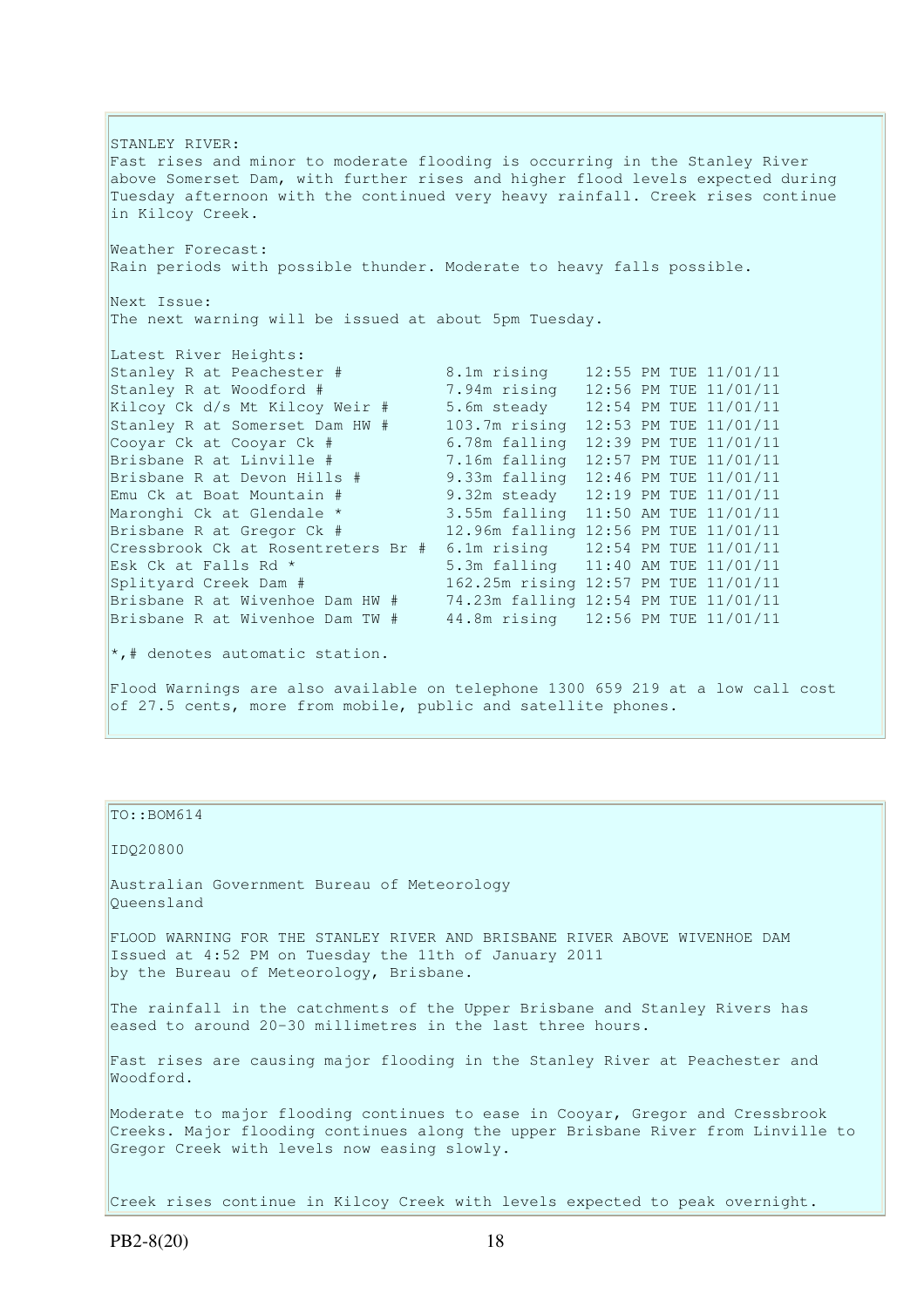STANLEY RIVER:
Fast rises and minor to moderate flooding is occurring in the Stanley River above Somerset Dam, with further rises and higher flood levels expected during Tuesday afternoon with the continued very heavy rainfall. Creek rises continue in Kilcoy Creek.

Weather Forecast:
Rain periods with possible thunder. Moderate to heavy falls possible.

Next Issue:
The next warning will be issued at about 5pm Tuesday.

Latest River Heights:

| Station | Height | Time |
|---|---|---|
| Stanley R at Peachester # | 8.1m rising | 12:55 PM TUE 11/01/11 |
| Stanley R at Woodford # | 7.94m rising | 12:56 PM TUE 11/01/11 |
| Kilcoy Ck d/s Mt Kilcoy Weir # | 5.6m steady | 12:54 PM TUE 11/01/11 |
| Stanley R at Somerset Dam HW # | 103.7m rising | 12:53 PM TUE 11/01/11 |
| Cooyar Ck at Cooyar Ck # | 6.78m falling | 12:39 PM TUE 11/01/11 |
| Brisbane R at Linville # | 7.16m falling | 12:57 PM TUE 11/01/11 |
| Brisbane R at Devon Hills # | 9.33m falling | 12:46 PM TUE 11/01/11 |
| Emu Ck at Boat Mountain # | 9.32m steady | 12:19 PM TUE 11/01/11 |
| Maronghi Ck at Glendale * | 3.55m falling | 11:50 AM TUE 11/01/11 |
| Brisbane R at Gregor Ck # | 12.96m falling | 12:56 PM TUE 11/01/11 |
| Cressbrook Ck at Rosentreters Br # | 6.1m rising | 12:54 PM TUE 11/01/11 |
| Esk Ck at Falls Rd * | 5.3m falling | 11:40 AM TUE 11/01/11 |
| Splityard Creek Dam # | 162.25m rising | 12:57 PM TUE 11/01/11 |
| Brisbane R at Wivenhoe Dam HW # | 74.23m falling | 12:54 PM TUE 11/01/11 |
| Brisbane R at Wivenhoe Dam TW # | 44.8m rising | 12:56 PM TUE 11/01/11 |

*,# denotes automatic station.

Flood Warnings are also available on telephone 1300 659 219 at a low call cost of 27.5 cents, more from mobile, public and satellite phones.

---

TO::BOM614

IDQ20800

Australian Government Bureau of Meteorology
Queensland

FLOOD WARNING FOR THE STANLEY RIVER AND BRISBANE RIVER ABOVE WIVENHOE DAM
Issued at 4:52 PM on Tuesday the 11th of January 2011
by the Bureau of Meteorology, Brisbane.

The rainfall in the catchments of the Upper Brisbane and Stanley Rivers has eased to around 20-30 millimetres in the last three hours.

Fast rises are causing major flooding in the Stanley River at Peachester and Woodford.

Moderate to major flooding continues to ease in Cooyar, Gregor and Cressbrook Creeks. Major flooding continues along the upper Brisbane River from Linville to Gregor Creek with levels now easing slowly.

Creek rises continue in Kilcoy Creek with levels expected to peak overnight.

PB2-8(20)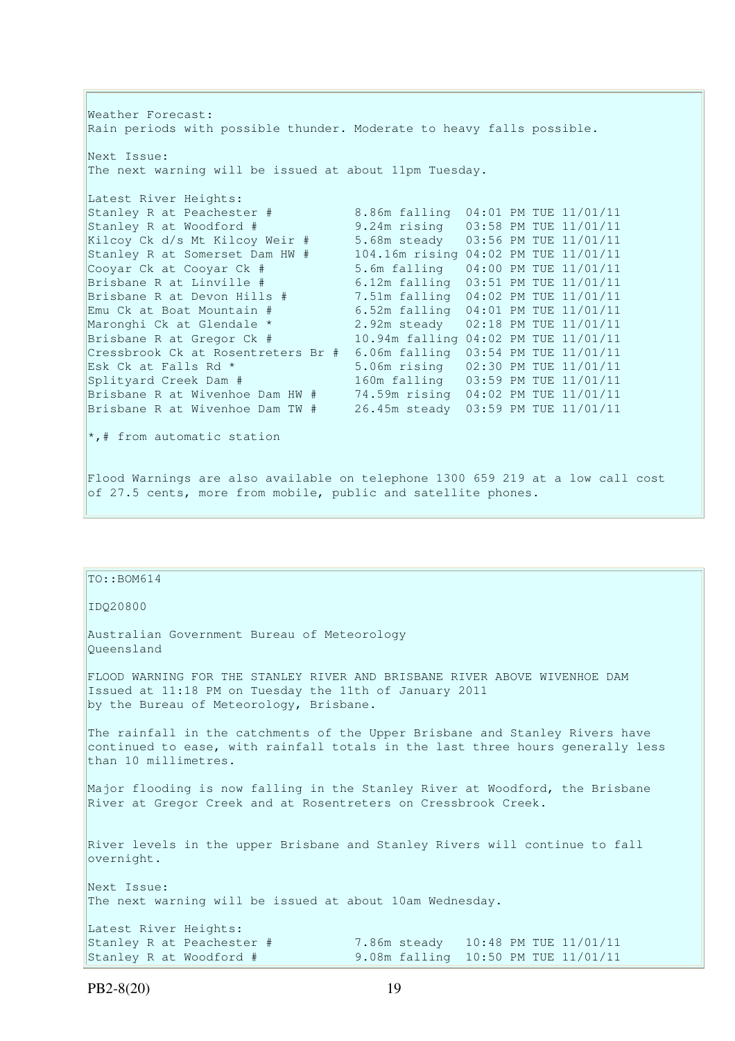Weather Forecast:
Rain periods with possible thunder. Moderate to heavy falls possible.

Next Issue:
The next warning will be issued at about 11pm Tuesday.

Latest River Heights:

```
Stanley R at Peachester #           8.86m falling  04:01 PM TUE 11/01/11
Stanley R at Woodford #             9.24m rising   03:58 PM TUE 11/01/11
Kilcoy Ck d/s Mt Kilcoy Weir #      5.68m steady   03:56 PM TUE 11/01/11
Stanley R at Somerset Dam HW #      104.16m rising 04:02 PM TUE 11/01/11
Cooyar Ck at Cooyar Ck #            5.6m falling   04:00 PM TUE 11/01/11
Brisbane R at Linville #            6.12m falling  03:51 PM TUE 11/01/11
Brisbane R at Devon Hills #         7.51m falling  04:02 PM TUE 11/01/11
Emu Ck at Boat Mountain #           6.52m falling  04:01 PM TUE 11/01/11
Maronghi Ck at Glendale *           2.92m steady   02:18 PM TUE 11/01/11
Brisbane R at Gregor Ck #           10.94m falling 04:02 PM TUE 11/01/11
Cressbrook Ck at Rosentreters Br #  6.06m falling  03:54 PM TUE 11/01/11
Esk Ck at Falls Rd *                5.06m rising   02:30 PM TUE 11/01/11
Splityard Creek Dam #               160m falling   03:59 PM TUE 11/01/11
Brisbane R at Wivenhoe Dam HW #     74.59m rising  04:02 PM TUE 11/01/11
Brisbane R at Wivenhoe Dam TW #     26.45m steady  03:59 PM TUE 11/01/11
```

*,# from automatic station

Flood Warnings are also available on telephone 1300 659 219 at a low call cost of 27.5 cents, more from mobile, public and satellite phones.

---

TO::BOM614

IDQ20800

Australian Government Bureau of Meteorology
Queensland

FLOOD WARNING FOR THE STANLEY RIVER AND BRISBANE RIVER ABOVE WIVENHOE DAM
Issued at 11:18 PM on Tuesday the 11th of January 2011
by the Bureau of Meteorology, Brisbane.

The rainfall in the catchments of the Upper Brisbane and Stanley Rivers have continued to ease, with rainfall totals in the last three hours generally less than 10 millimetres.

Major flooding is now falling in the Stanley River at Woodford, the Brisbane River at Gregor Creek and at Rosentreters on Cressbrook Creek.

River levels in the upper Brisbane and Stanley Rivers will continue to fall overnight.

Next Issue:
The next warning will be issued at about 10am Wednesday.

Latest River Heights:

```
Stanley R at Peachester #           7.86m steady   10:48 PM TUE 11/01/11
Stanley R at Woodford #             9.08m falling  10:50 PM TUE 11/01/11
```

PB2-8(20)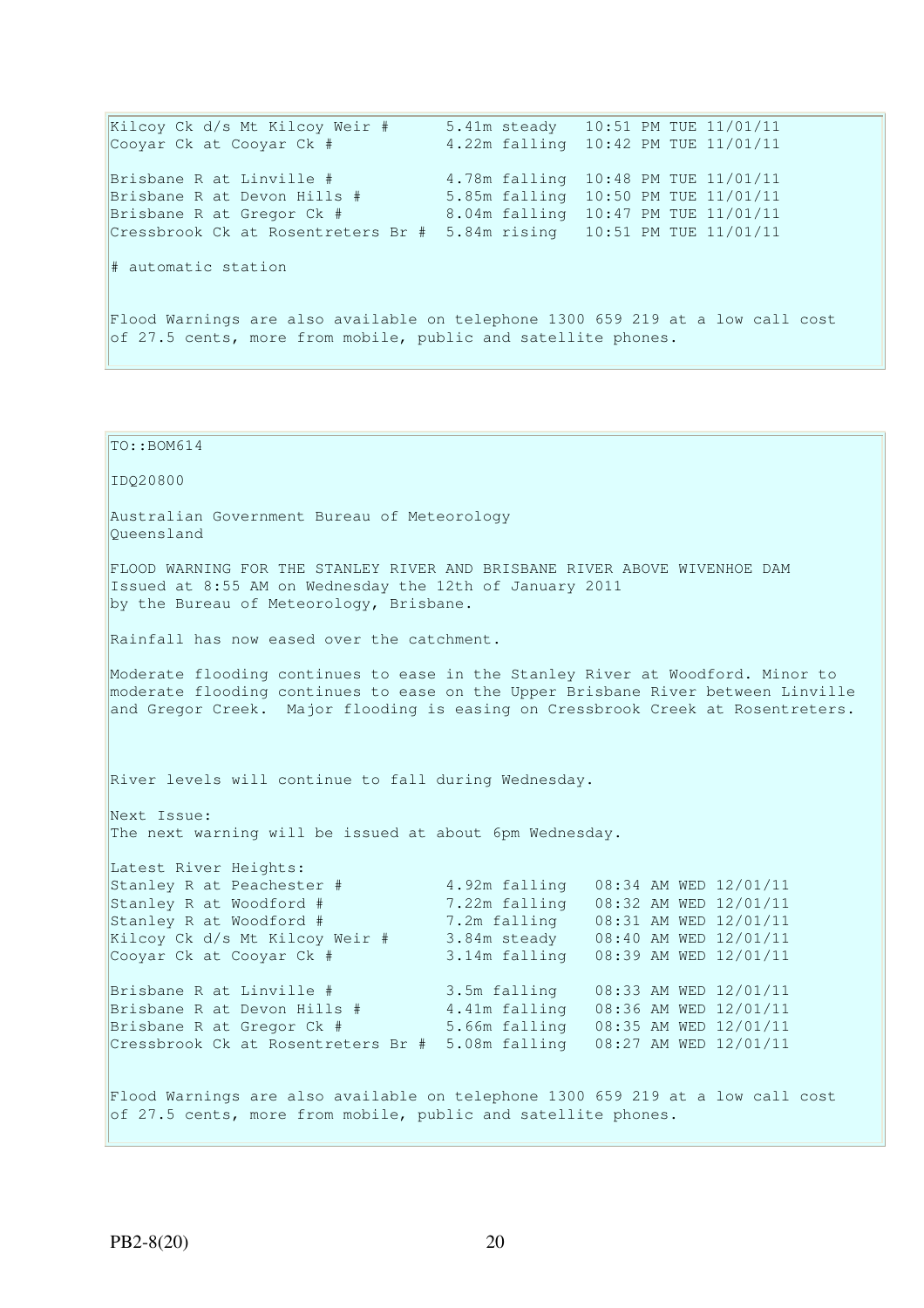```
Kilcoy Ck d/s Mt Kilcoy Weir #      5.41m steady   10:51 PM TUE 11/01/11
Cooyar Ck at Cooyar Ck #            4.22m falling  10:42 PM TUE 11/01/11

Brisbane R at Linville #            4.78m falling  10:48 PM TUE 11/01/11
Brisbane R at Devon Hills #         5.85m falling  10:50 PM TUE 11/01/11
Brisbane R at Gregor Ck #           8.04m falling  10:47 PM TUE 11/01/11
Cressbrook Ck at Rosentreters Br #  5.84m rising   10:51 PM TUE 11/01/11

# automatic station


Flood Warnings are also available on telephone 1300 659 219 at a low call cost
of 27.5 cents, more from mobile, public and satellite phones.
```

```
TO::BOM614

IDQ20800

Australian Government Bureau of Meteorology
Queensland

FLOOD WARNING FOR THE STANLEY RIVER AND BRISBANE RIVER ABOVE WIVENHOE DAM
Issued at 8:55 AM on Wednesday the 12th of January 2011
by the Bureau of Meteorology, Brisbane.

Rainfall has now eased over the catchment.

Moderate flooding continues to ease in the Stanley River at Woodford. Minor to
moderate flooding continues to ease on the Upper Brisbane River between Linville
and Gregor Creek.  Major flooding is easing on Cressbrook Creek at Rosentreters.



River levels will continue to fall during Wednesday.

Next Issue:
The next warning will be issued at about 6pm Wednesday.

Latest River Heights:
Stanley R at Peachester #           4.92m falling   08:34 AM WED 12/01/11
Stanley R at Woodford #             7.22m falling   08:32 AM WED 12/01/11
Stanley R at Woodford #             7.2m falling    08:31 AM WED 12/01/11
Kilcoy Ck d/s Mt Kilcoy Weir #      3.84m steady    08:40 AM WED 12/01/11
Cooyar Ck at Cooyar Ck #            3.14m falling   08:39 AM WED 12/01/11

Brisbane R at Linville #            3.5m falling    08:33 AM WED 12/01/11
Brisbane R at Devon Hills #         4.41m falling   08:36 AM WED 12/01/11
Brisbane R at Gregor Ck #           5.66m falling   08:35 AM WED 12/01/11
Cressbrook Ck at Rosentreters Br #  5.08m falling   08:27 AM WED 12/01/11


Flood Warnings are also available on telephone 1300 659 219 at a low call cost
of 27.5 cents, more from mobile, public and satellite phones.
```

PB2-8(20)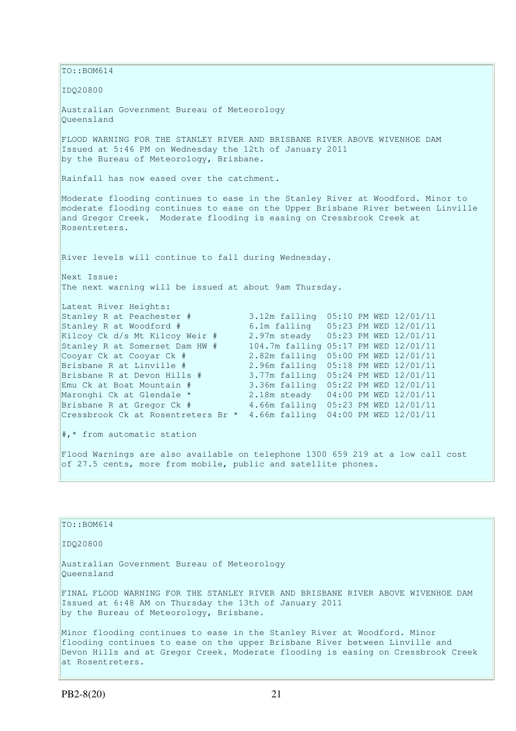TO::BOM614

IDQ20800

Australian Government Bureau of Meteorology
Queensland

FLOOD WARNING FOR THE STANLEY RIVER AND BRISBANE RIVER ABOVE WIVENHOE DAM
Issued at 5:46 PM on Wednesday the 12th of January 2011
by the Bureau of Meteorology, Brisbane.

Rainfall has now eased over the catchment.

Moderate flooding continues to ease in the Stanley River at Woodford. Minor to moderate flooding continues to ease on the Upper Brisbane River between Linville and Gregor Creek. Moderate flooding is easing on Cressbrook Creek at Rosentreters.

River levels will continue to fall during Wednesday.

Next Issue:
The next warning will be issued at about 9am Thursday.

Latest River Heights:

```
Stanley R at Peachester #           3.12m falling  05:10 PM WED 12/01/11
Stanley R at Woodford #             6.1m falling   05:23 PM WED 12/01/11
Kilcoy Ck d/s Mt Kilcoy Weir #      2.97m steady   05:23 PM WED 12/01/11
Stanley R at Somerset Dam HW #      104.7m falling 05:17 PM WED 12/01/11
Cooyar Ck at Cooyar Ck #            2.82m falling  05:00 PM WED 12/01/11
Brisbane R at Linville #            2.96m falling  05:18 PM WED 12/01/11
Brisbane R at Devon Hills #         3.77m falling  05:24 PM WED 12/01/11
Emu Ck at Boat Mountain #           3.36m falling  05:22 PM WED 12/01/11
Maronghi Ck at Glendale *           2.18m steady   04:00 PM WED 12/01/11
Brisbane R at Gregor Ck #           4.66m falling  05:23 PM WED 12/01/11
Cressbrook Ck at Rosentreters Br *  4.66m falling  04:00 PM WED 12/01/11
```

#,* from automatic station

Flood Warnings are also available on telephone 1300 659 219 at a low call cost of 27.5 cents, more from mobile, public and satellite phones.

TO::BOM614

IDQ20800

Australian Government Bureau of Meteorology
Queensland

FINAL FLOOD WARNING FOR THE STANLEY RIVER AND BRISBANE RIVER ABOVE WIVENHOE DAM
Issued at 6:48 AM on Thursday the 13th of January 2011
by the Bureau of Meteorology, Brisbane.

Minor flooding continues to ease in the Stanley River at Woodford. Minor flooding continues to ease on the upper Brisbane River between Linville and Devon Hills and at Gregor Creek. Moderate flooding is easing on Cressbrook Creek at Rosentreters.

PB2-8(20)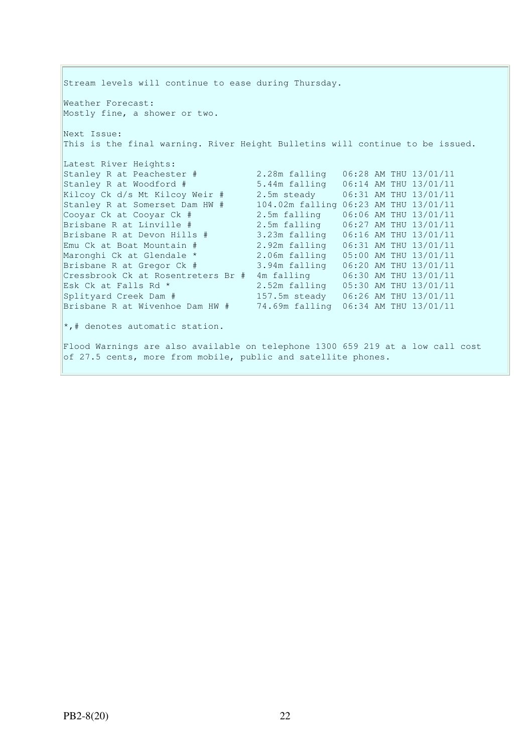Stream levels will continue to ease during Thursday.

Weather Forecast:
Mostly fine, a shower or two.

Next Issue:
This is the final warning. River Height Bulletins will continue to be issued.

Latest River Heights:

| | | |
|---|---|---|
| Stanley R at Peachester # | 2.28m falling | 06:28 AM THU 13/01/11 |
| Stanley R at Woodford # | 5.44m falling | 06:14 AM THU 13/01/11 |
| Kilcoy Ck d/s Mt Kilcoy Weir # | 2.5m steady | 06:31 AM THU 13/01/11 |
| Stanley R at Somerset Dam HW # | 104.02m falling | 06:23 AM THU 13/01/11 |
| Cooyar Ck at Cooyar Ck # | 2.5m falling | 06:06 AM THU 13/01/11 |
| Brisbane R at Linville # | 2.5m falling | 06:27 AM THU 13/01/11 |
| Brisbane R at Devon Hills # | 3.23m falling | 06:16 AM THU 13/01/11 |
| Emu Ck at Boat Mountain # | 2.92m falling | 06:31 AM THU 13/01/11 |
| Maronghi Ck at Glendale * | 2.06m falling | 05:00 AM THU 13/01/11 |
| Brisbane R at Gregor Ck # | 3.94m falling | 06:20 AM THU 13/01/11 |
| Cressbrook Ck at Rosentreters Br # | 4m falling | 06:30 AM THU 13/01/11 |
| Esk Ck at Falls Rd * | 2.52m falling | 05:30 AM THU 13/01/11 |
| Splityard Creek Dam # | 157.5m steady | 06:26 AM THU 13/01/11 |
| Brisbane R at Wivenhoe Dam HW # | 74.69m falling | 06:34 AM THU 13/01/11 |

*,# denotes automatic station.

Flood Warnings are also available on telephone 1300 659 219 at a low call cost of 27.5 cents, more from mobile, public and satellite phones.